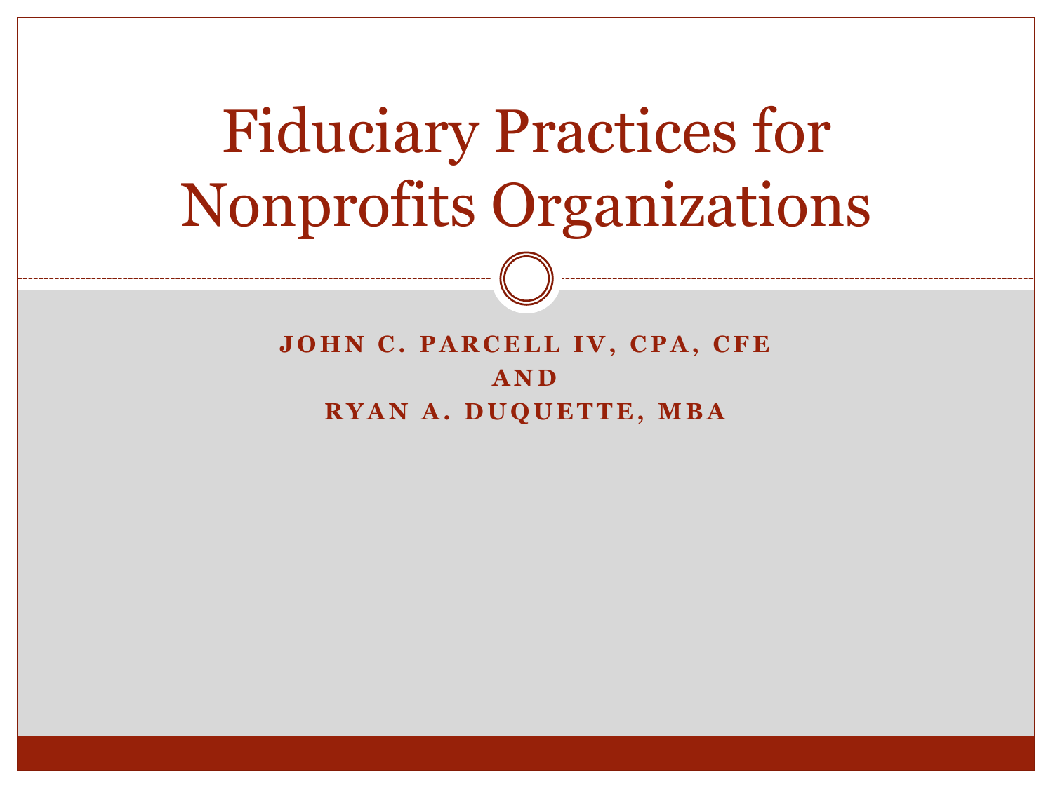# Fiduciary Practices for Nonprofits Organizations

**JOHN C. PARCELL IV, CPA, CFE**

**AND**

**RYAN A. DUQUETTE, MBA**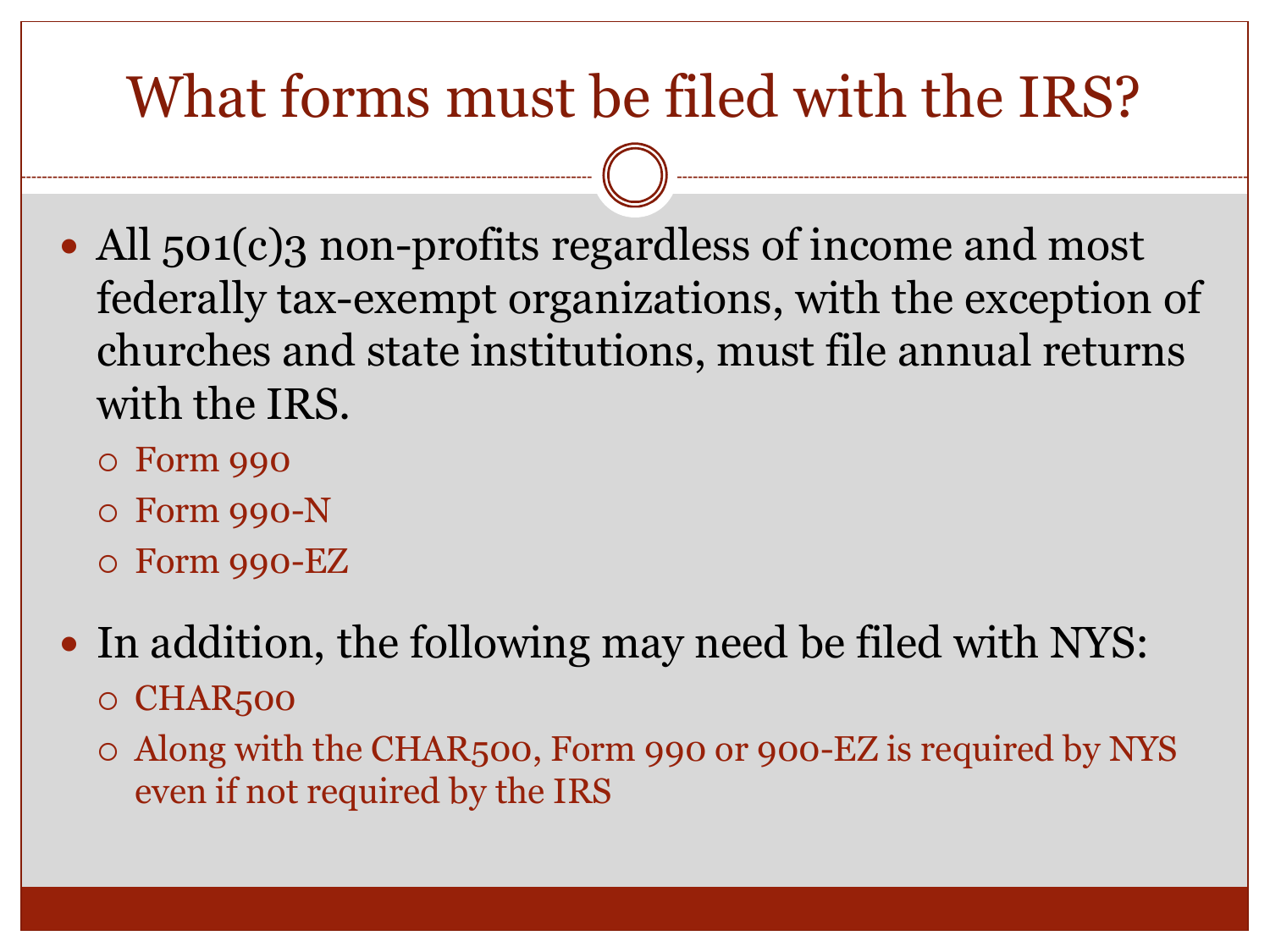# What forms must be filed with the IRS?

- All 501(c)3 non-profits regardless of income and most federally tax-exempt organizations, with the exception of churches and state institutions, must file annual returns with the IRS.
  - Form 990
  - Form 990-N
  - Form 990-EZ
- In addition, the following may need be filed with NYS:
  - CHAR500
  - Along with the CHAR500, Form 990 or 900-EZ is required by NYS even if not required by the IRS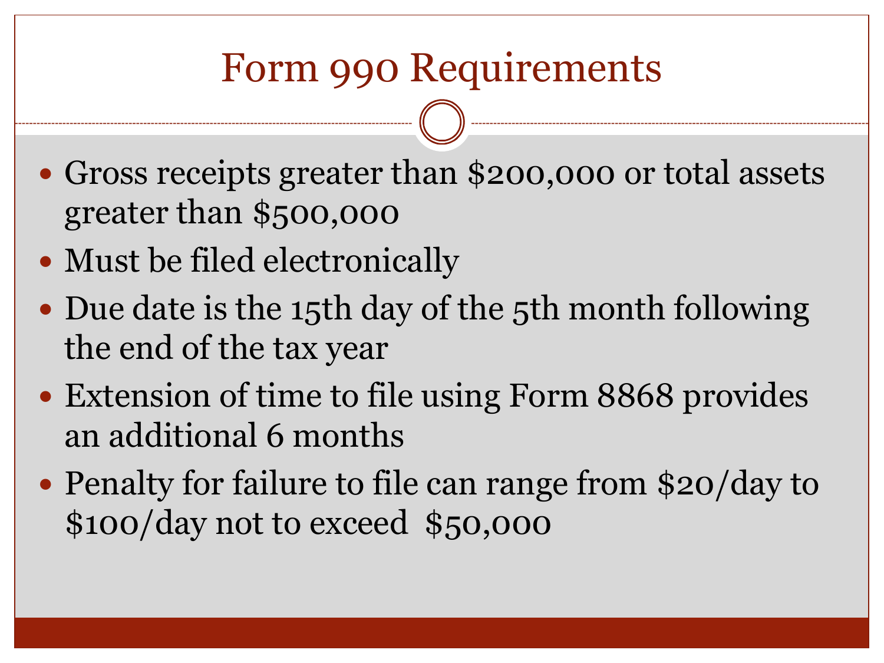# Form 990 Requirements

- Gross receipts greater than $200,000 or total assets greater than $500,000
- Must be filed electronically
- Due date is the 15th day of the 5th month following the end of the tax year
- Extension of time to file using Form 8868 provides an additional 6 months
- Penalty for failure to file can range from $20/day to $100/day not to exceed $50,000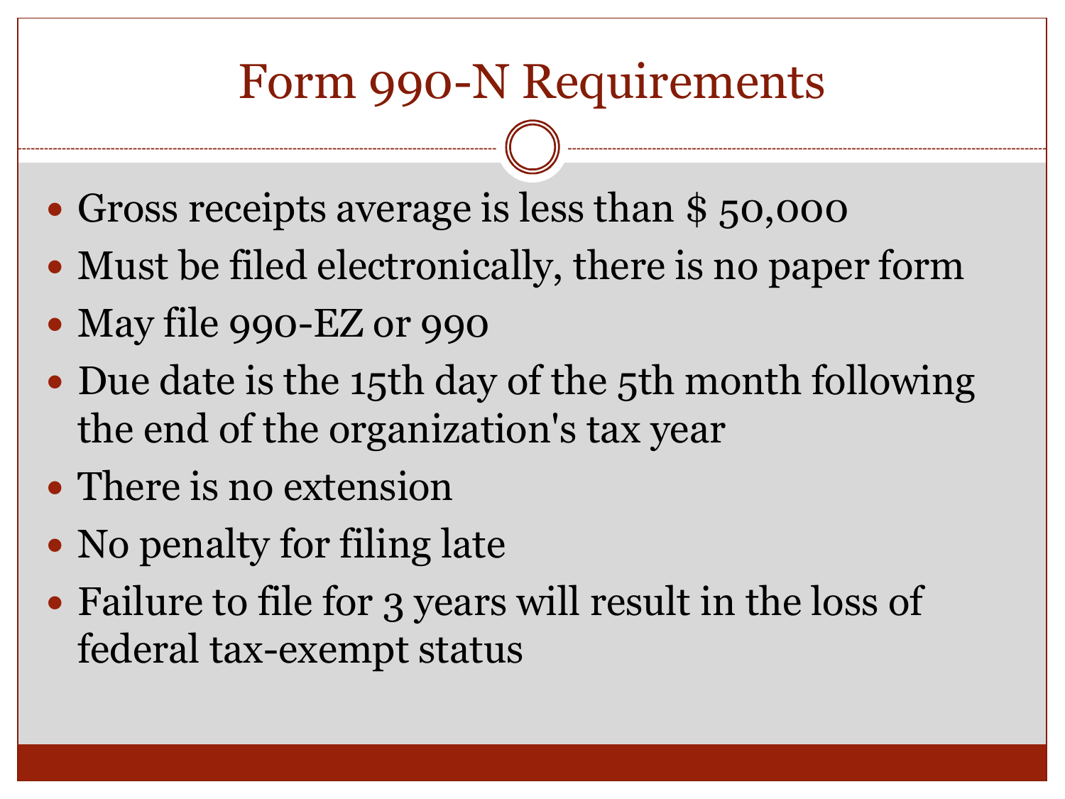# Form 990-N Requirements

- Gross receipts average is less than $ 50,000
- Must be filed electronically, there is no paper form
- May file 990-EZ or 990
- Due date is the 15th day of the 5th month following the end of the organization's tax year
- There is no extension
- No penalty for filing late
- Failure to file for 3 years will result in the loss of federal tax-exempt status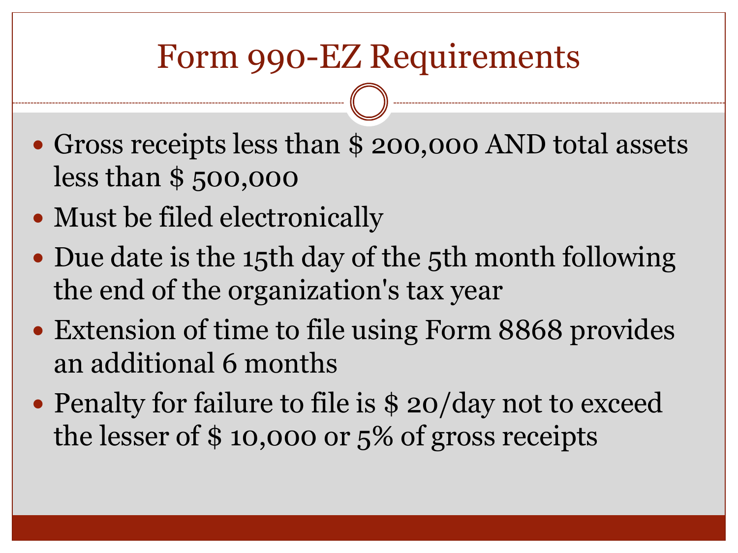# Form 990-EZ Requirements

- Gross receipts less than \$ 200,000 AND total assets less than \$ 500,000
- Must be filed electronically
- Due date is the 15th day of the 5th month following the end of the organization's tax year
- Extension of time to file using Form 8868 provides an additional 6 months
- Penalty for failure to file is \$ 20/day not to exceed the lesser of \$ 10,000 or 5% of gross receipts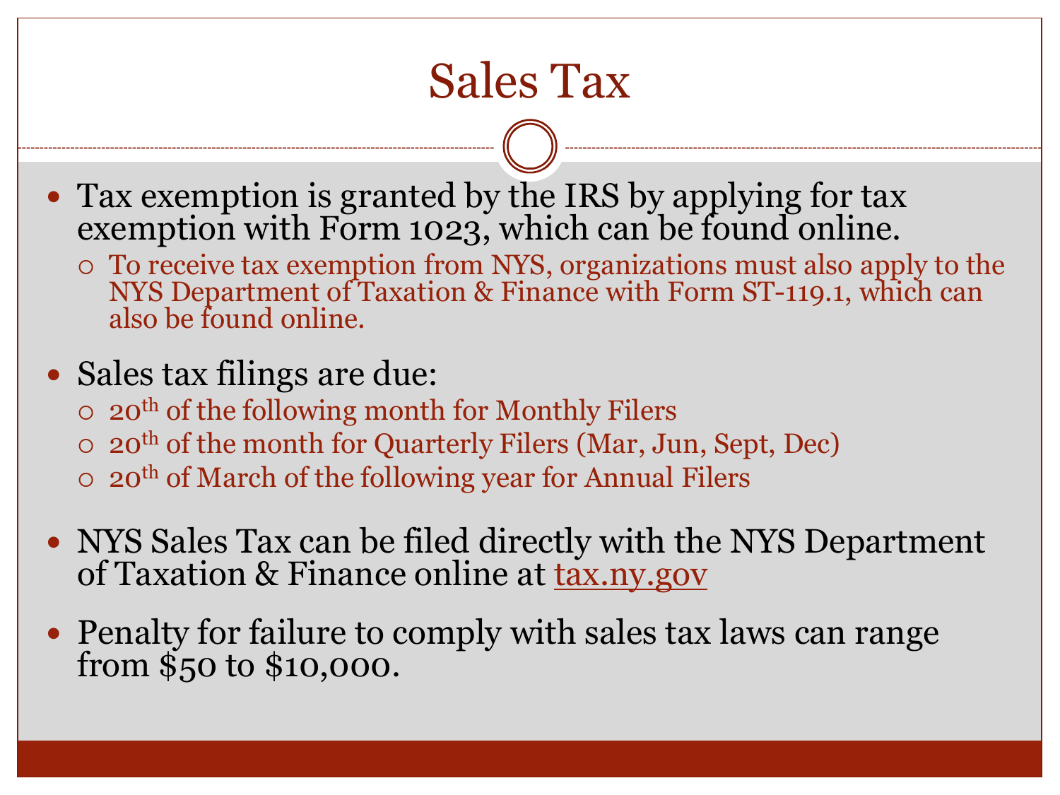# Sales Tax

- Tax exemption is granted by the IRS by applying for tax exemption with Form 1023, which can be found online.
  - To receive tax exemption from NYS, organizations must also apply to the NYS Department of Taxation & Finance with Form ST-119.1, which can also be found online.
- Sales tax filings are due:
  - 20th of the following month for Monthly Filers
  - 20th of the month for Quarterly Filers (Mar, Jun, Sept, Dec)
  - 20th of March of the following year for Annual Filers
- NYS Sales Tax can be filed directly with the NYS Department of Taxation & Finance online at [tax.ny.gov](tax.ny.gov)
- Penalty for failure to comply with sales tax laws can range from $50 to $10,000.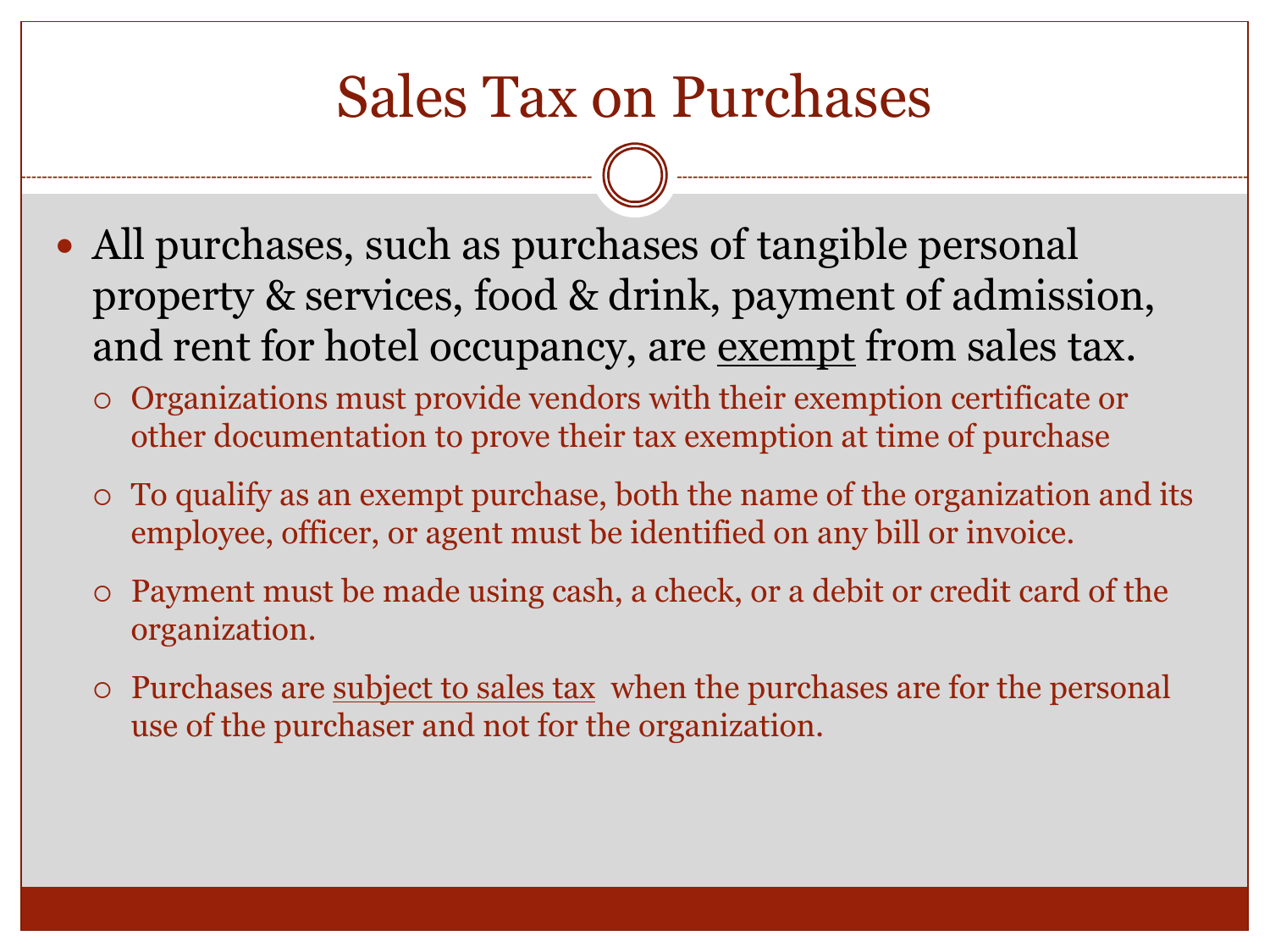# Sales Tax on Purchases

- All purchases, such as purchases of tangible personal property & services, food & drink, payment of admission, and rent for hotel occupancy, are <u>exempt</u> from sales tax.
  - Organizations must provide vendors with their exemption certificate or other documentation to prove their tax exemption at time of purchase
  - To qualify as an exempt purchase, both the name of the organization and its employee, officer, or agent must be identified on any bill or invoice.
  - Payment must be made using cash, a check, or a debit or credit card of the organization.
  - Purchases are <u>subject to sales tax</u> when the purchases are for the personal use of the purchaser and not for the organization.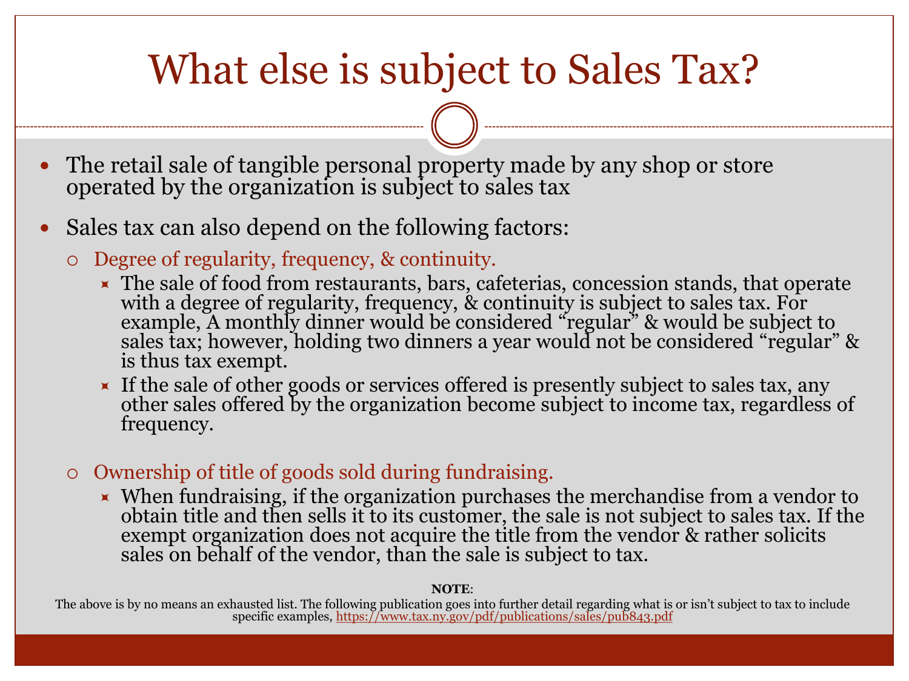# What else is subject to Sales Tax?

- The retail sale of tangible personal property made by any shop or store operated by the organization is subject to sales tax
- Sales tax can also depend on the following factors:
  - Degree of regularity, frequency, & continuity.
    - The sale of food from restaurants, bars, cafeterias, concession stands, that operate with a degree of regularity, frequency, & continuity is subject to sales tax. For example, A monthly dinner would be considered "regular" & would be subject to sales tax; however, holding two dinners a year would not be considered "regular" & is thus tax exempt.
    - If the sale of other goods or services offered is presently subject to sales tax, any other sales offered by the organization become subject to income tax, regardless of frequency.
  - Ownership of title of goods sold during fundraising.
    - When fundraising, if the organization purchases the merchandise from a vendor to obtain title and then sells it to its customer, the sale is not subject to sales tax. If the exempt organization does not acquire the title from the vendor & rather solicits sales on behalf of the vendor, than the sale is subject to tax.

**NOTE**:
The above is by no means an exhausted list. The following publication goes into further detail regarding what is or isn't subject to tax to include specific examples, https://www.tax.ny.gov/pdf/publications/sales/pub843.pdf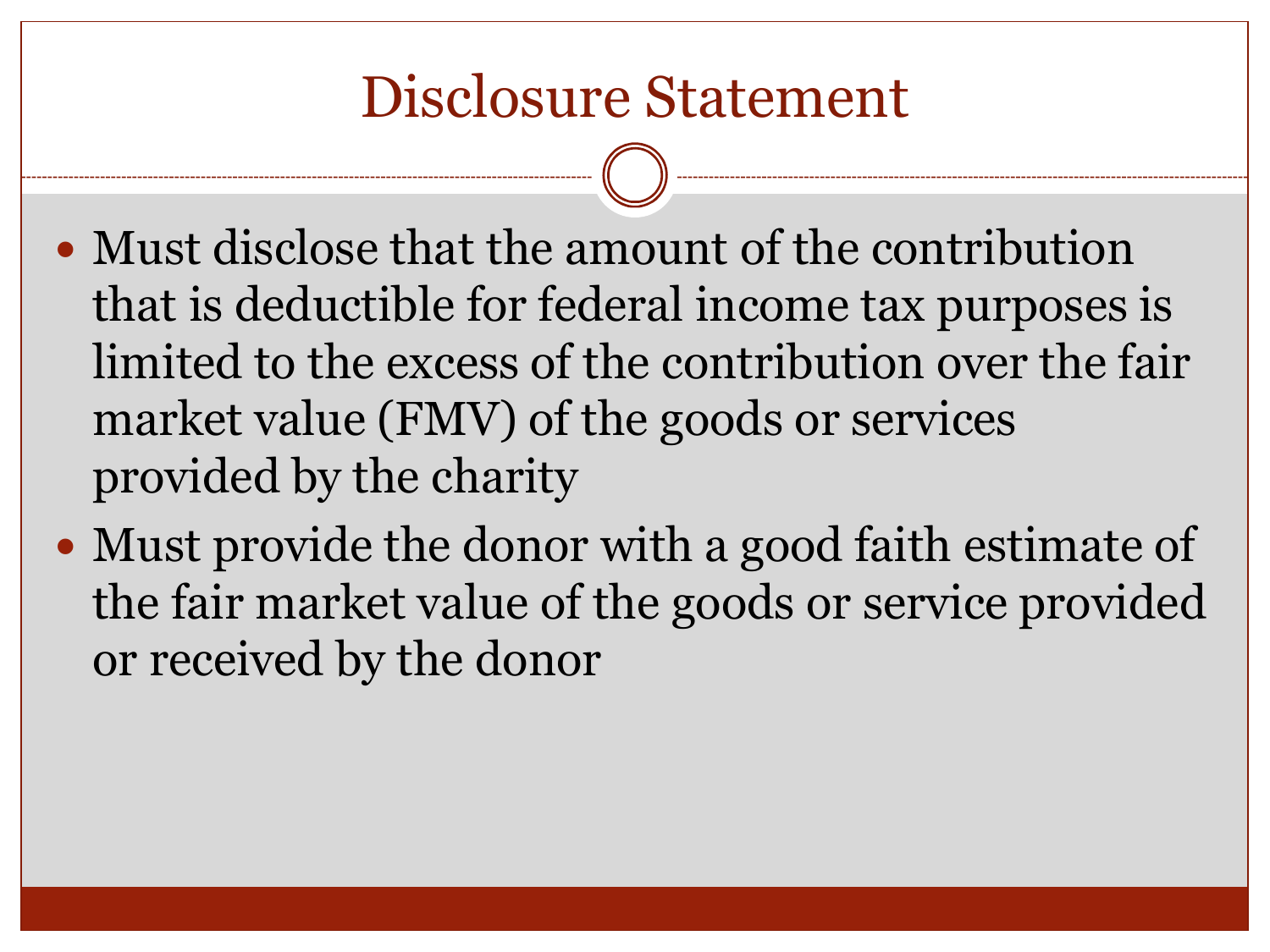# Disclosure Statement

- Must disclose that the amount of the contribution that is deductible for federal income tax purposes is limited to the excess of the contribution over the fair market value (FMV) of the goods or services provided by the charity
- Must provide the donor with a good faith estimate of the fair market value of the goods or service provided or received by the donor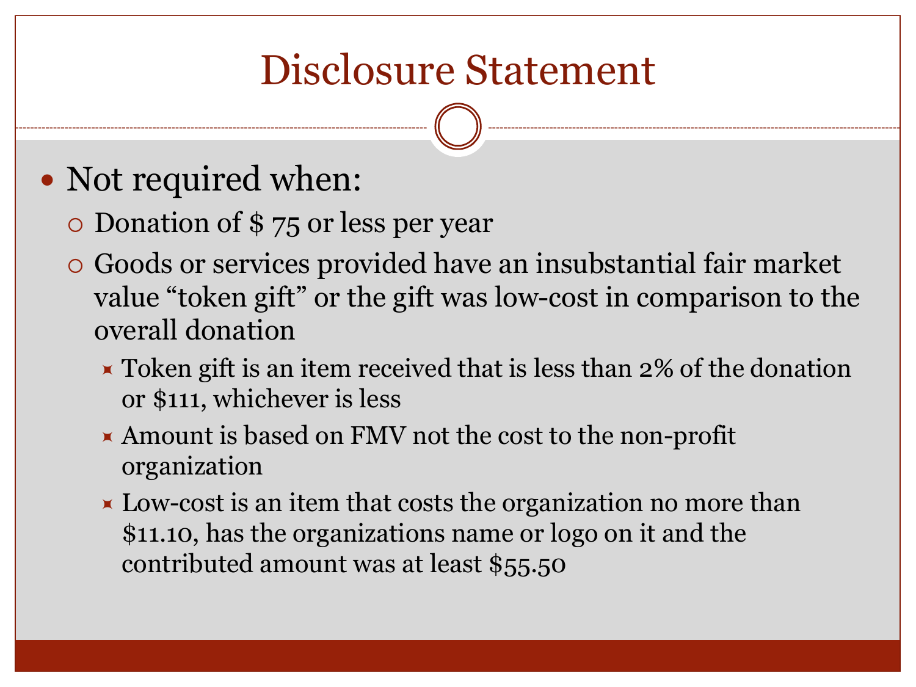# Disclosure Statement

- Not required when:
  - Donation of $ 75 or less per year
  - Goods or services provided have an insubstantial fair market value "token gift" or the gift was low-cost in comparison to the overall donation
    - Token gift is an item received that is less than 2% of the donation or $111, whichever is less
    - Amount is based on FMV not the cost to the non-profit organization
    - Low-cost is an item that costs the organization no more than $11.10, has the organizations name or logo on it and the contributed amount was at least $55.50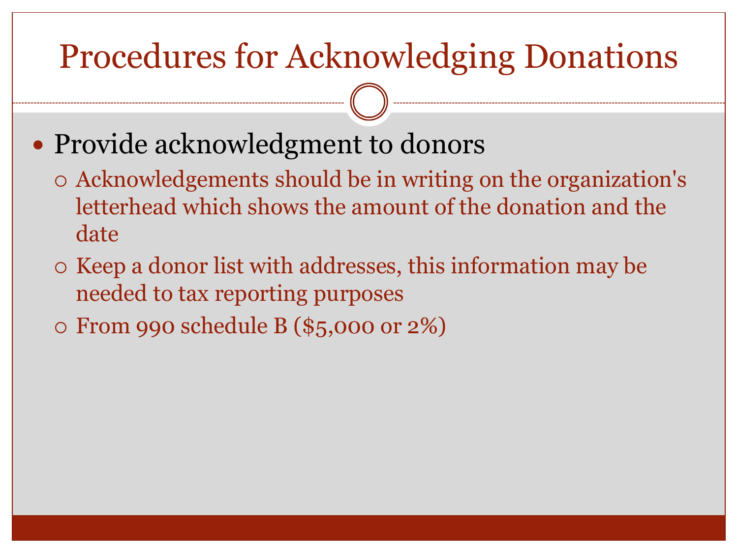# Procedures for Acknowledging Donations

- Provide acknowledgment to donors
  - Acknowledgements should be in writing on the organization's letterhead which shows the amount of the donation and the date
  - Keep a donor list with addresses, this information may be needed to tax reporting purposes
  - From 990 schedule B ($5,000 or 2%)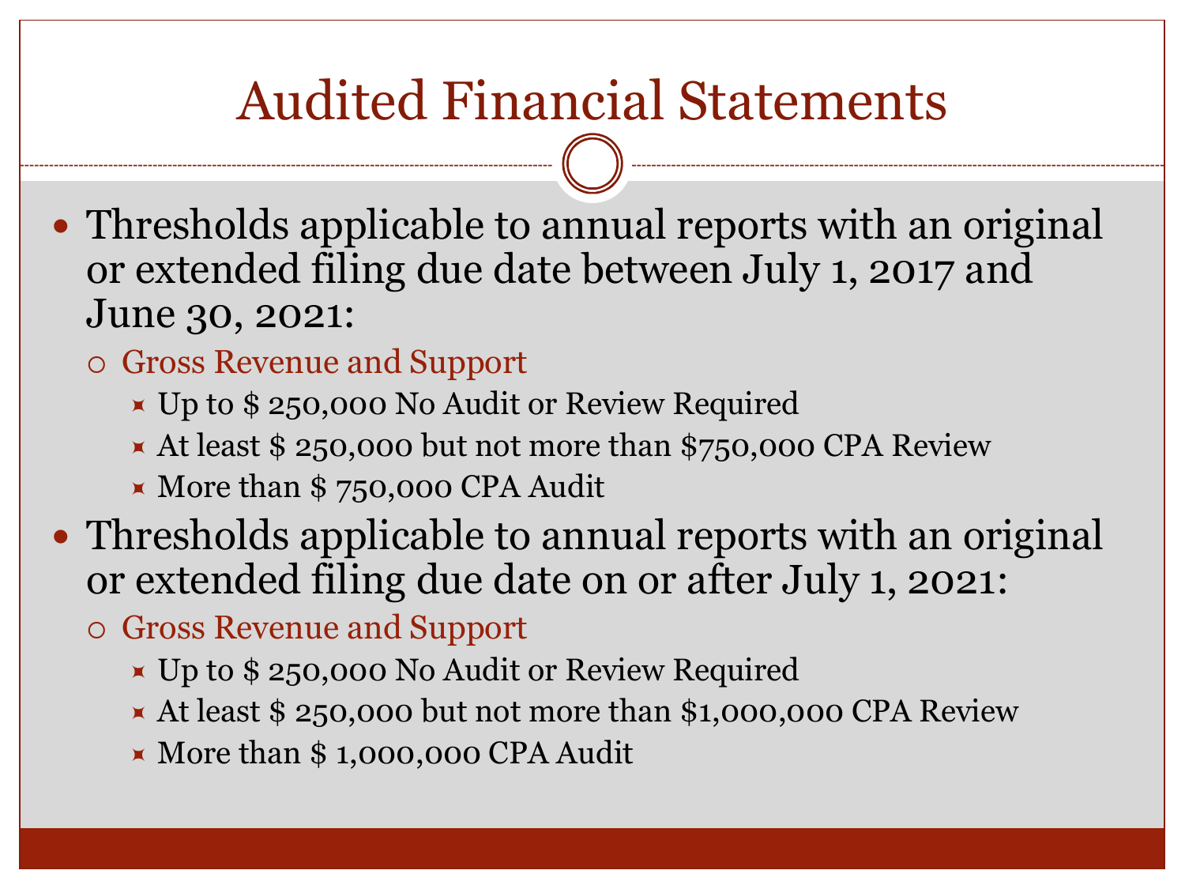# Audited Financial Statements

- Thresholds applicable to annual reports with an original or extended filing due date between July 1, 2017 and June 30, 2021:
  - Gross Revenue and Support
    - Up to $ 250,000 No Audit or Review Required
    - At least $ 250,000 but not more than $750,000 CPA Review
    - More than $ 750,000 CPA Audit
- Thresholds applicable to annual reports with an original or extended filing due date on or after July 1, 2021:
  - Gross Revenue and Support
    - Up to $ 250,000 No Audit or Review Required
    - At least $ 250,000 but not more than $1,000,000 CPA Review
    - More than $ 1,000,000 CPA Audit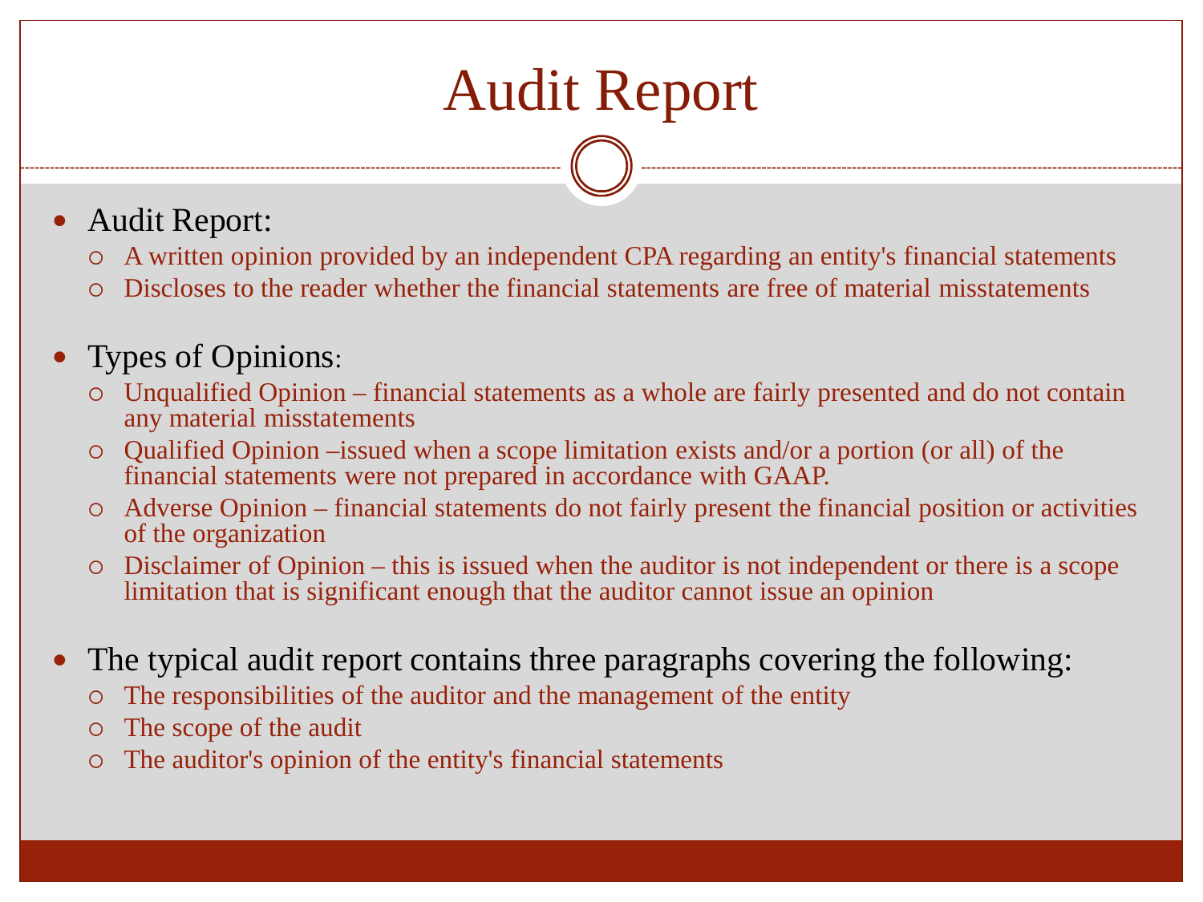# Audit Report

- Audit Report:
  - A written opinion provided by an independent CPA regarding an entity's financial statements
  - Discloses to the reader whether the financial statements are free of material misstatements

- Types of Opinions:
  - Unqualified Opinion – financial statements as a whole are fairly presented and do not contain any material misstatements
  - Qualified Opinion –issued when a scope limitation exists and/or a portion (or all) of the financial statements were not prepared in accordance with GAAP.
  - Adverse Opinion – financial statements do not fairly present the financial position or activities of the organization
  - Disclaimer of Opinion – this is issued when the auditor is not independent or there is a scope limitation that is significant enough that the auditor cannot issue an opinion

- The typical audit report contains three paragraphs covering the following:
  - The responsibilities of the auditor and the management of the entity
  - The scope of the audit
  - The auditor's opinion of the entity's financial statements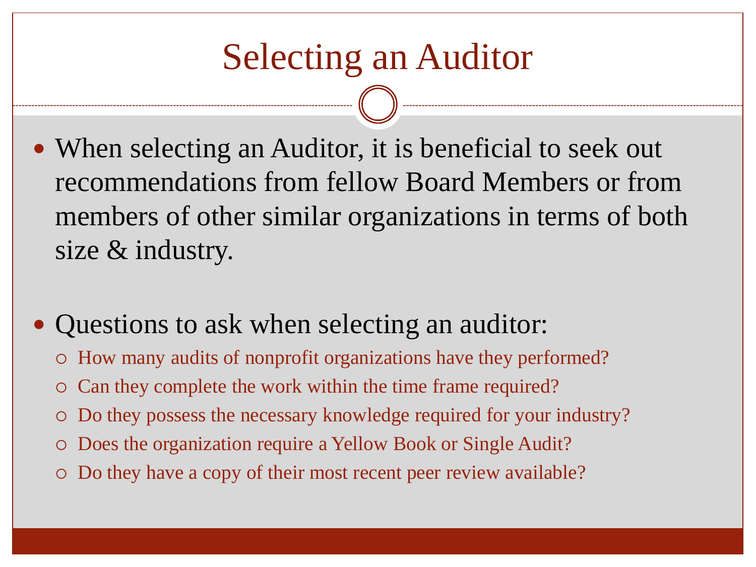# Selecting an Auditor

- When selecting an Auditor, it is beneficial to seek out recommendations from fellow Board Members or from members of other similar organizations in terms of both size & industry.

- Questions to ask when selecting an auditor:
  - How many audits of nonprofit organizations have they performed?
  - Can they complete the work within the time frame required?
  - Do they possess the necessary knowledge required for your industry?
  - Does the organization require a Yellow Book or Single Audit?
  - Do they have a copy of their most recent peer review available?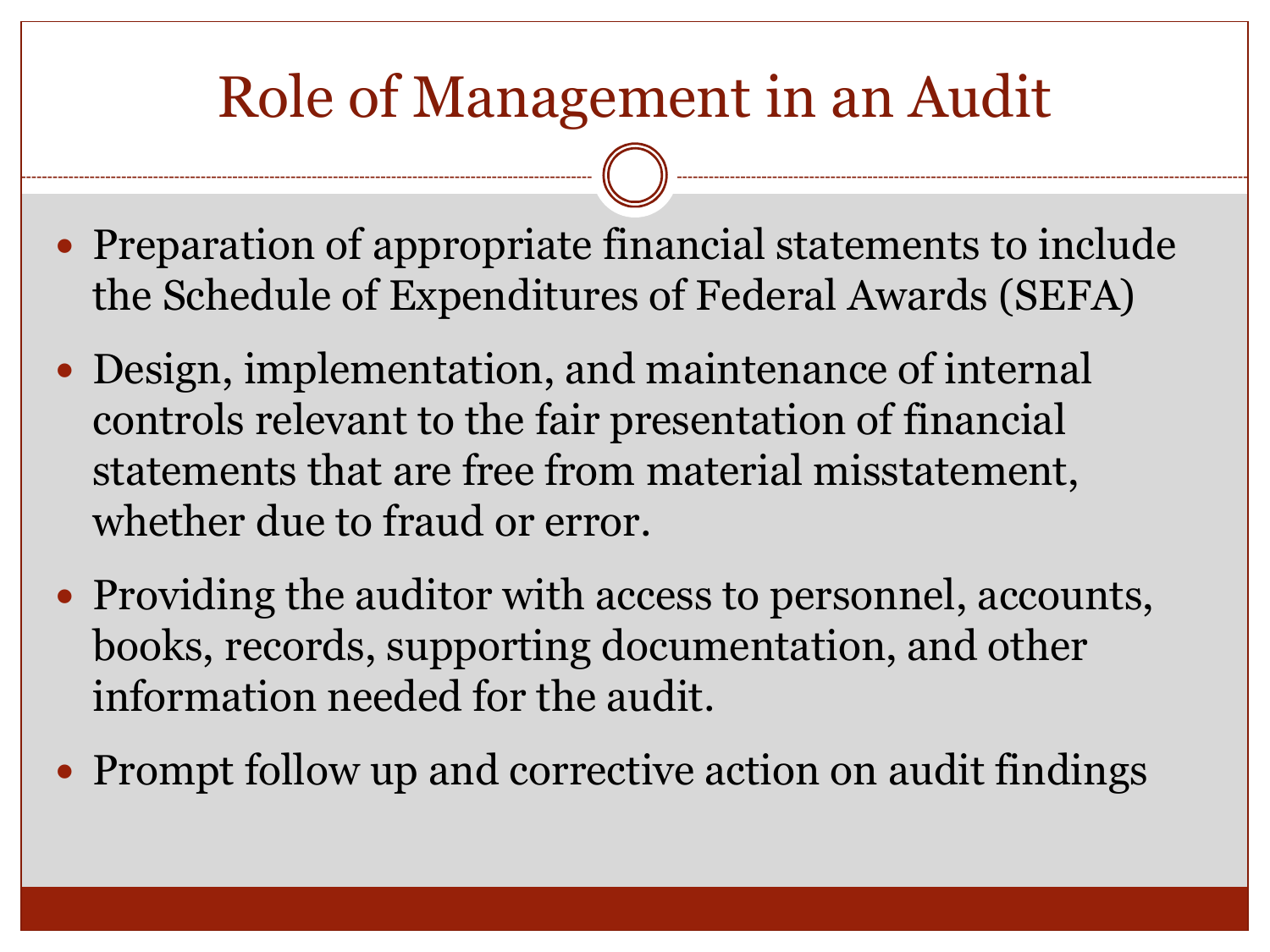# Role of Management in an Audit

- Preparation of appropriate financial statements to include the Schedule of Expenditures of Federal Awards (SEFA)
- Design, implementation, and maintenance of internal controls relevant to the fair presentation of financial statements that are free from material misstatement, whether due to fraud or error.
- Providing the auditor with access to personnel, accounts, books, records, supporting documentation, and other information needed for the audit.
- Prompt follow up and corrective action on audit findings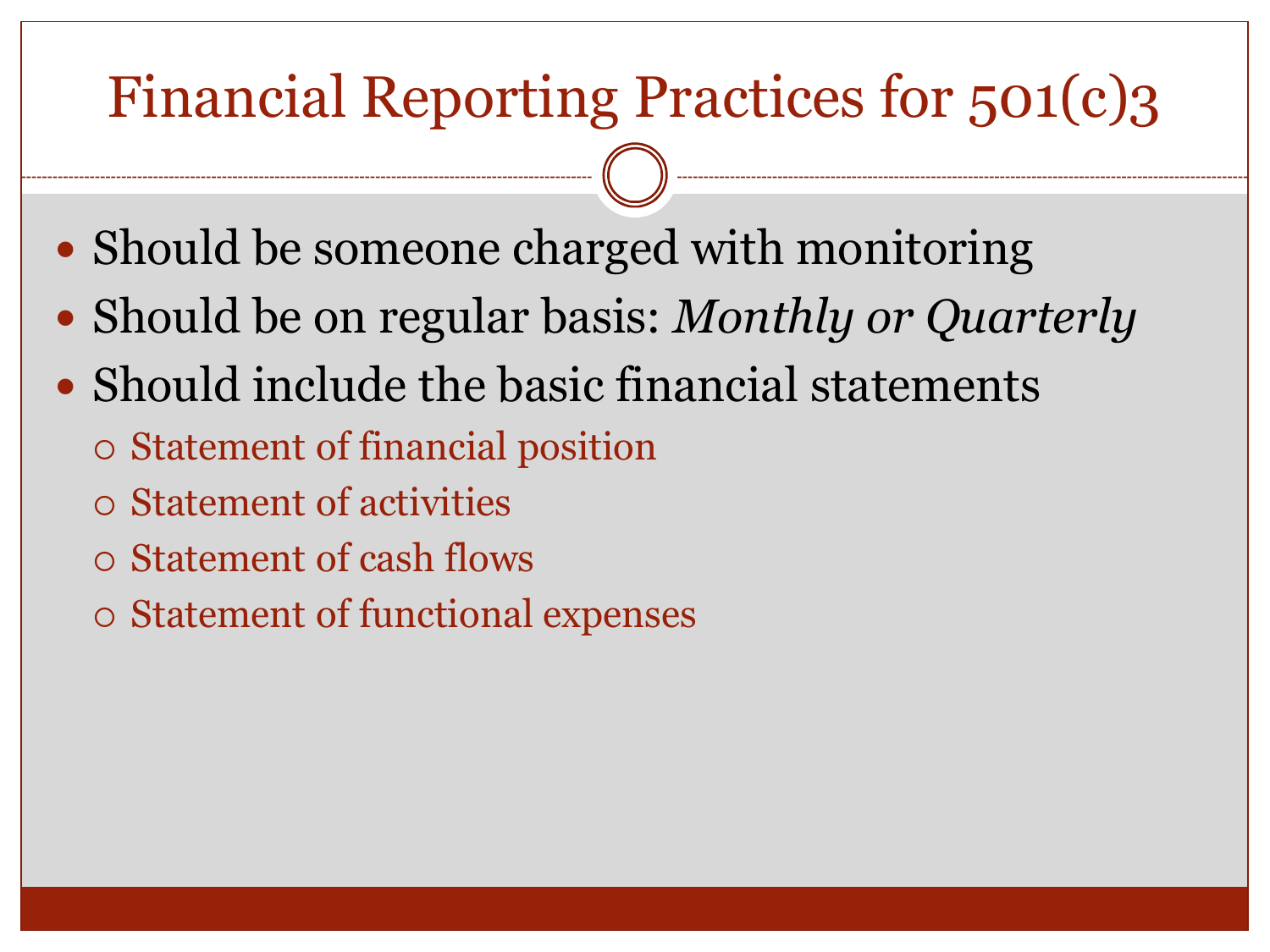# Financial Reporting Practices for 501(c)3

- Should be someone charged with monitoring
- Should be on regular basis: *Monthly or Quarterly*
- Should include the basic financial statements
  - Statement of financial position
  - Statement of activities
  - Statement of cash flows
  - Statement of functional expenses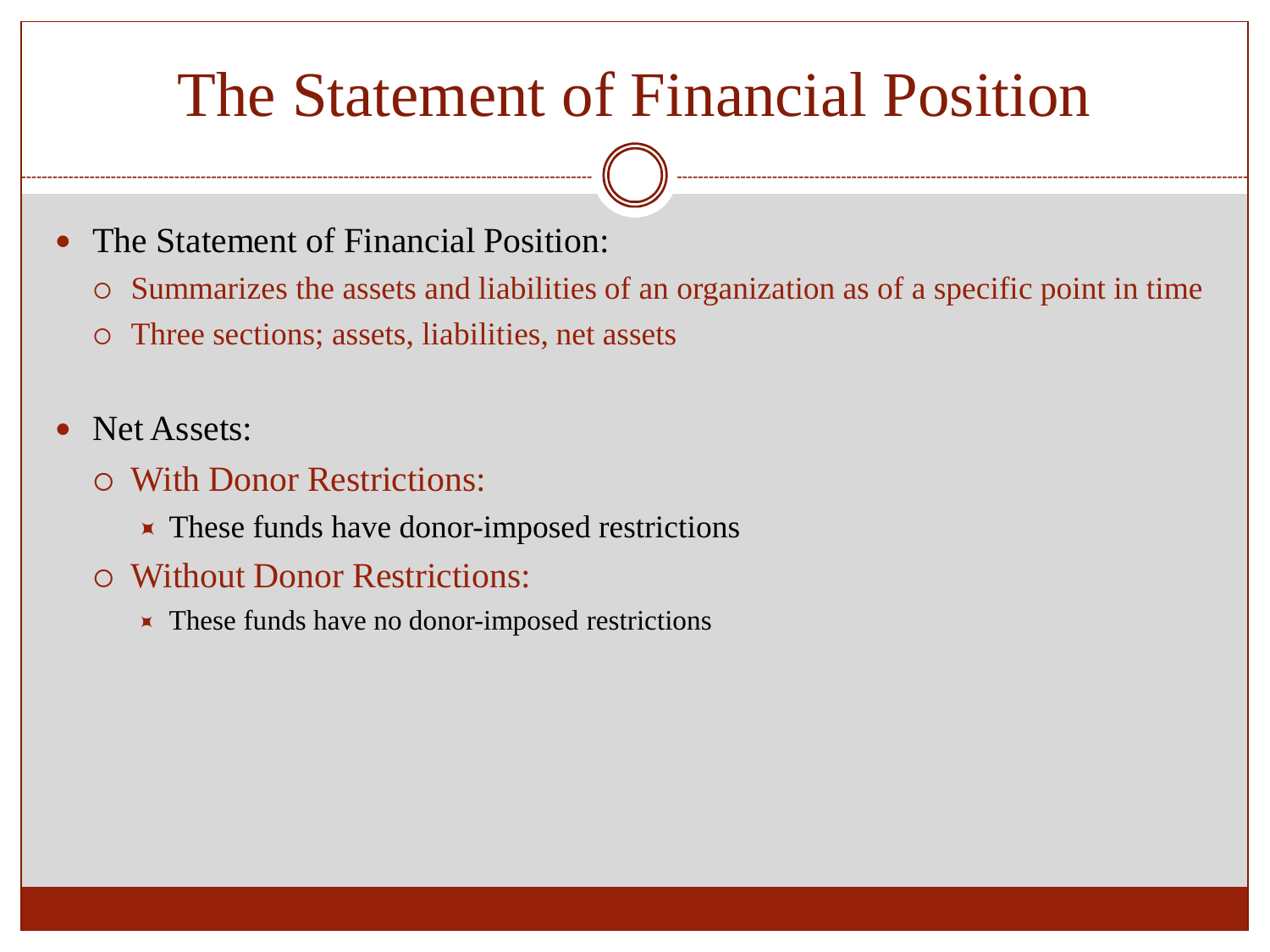# The Statement of Financial Position

- The Statement of Financial Position:
  - Summarizes the assets and liabilities of an organization as of a specific point in time
  - Three sections; assets, liabilities, net assets

- Net Assets:
  - With Donor Restrictions:
    - These funds have donor-imposed restrictions
  - Without Donor Restrictions:
    - These funds have no donor-imposed restrictions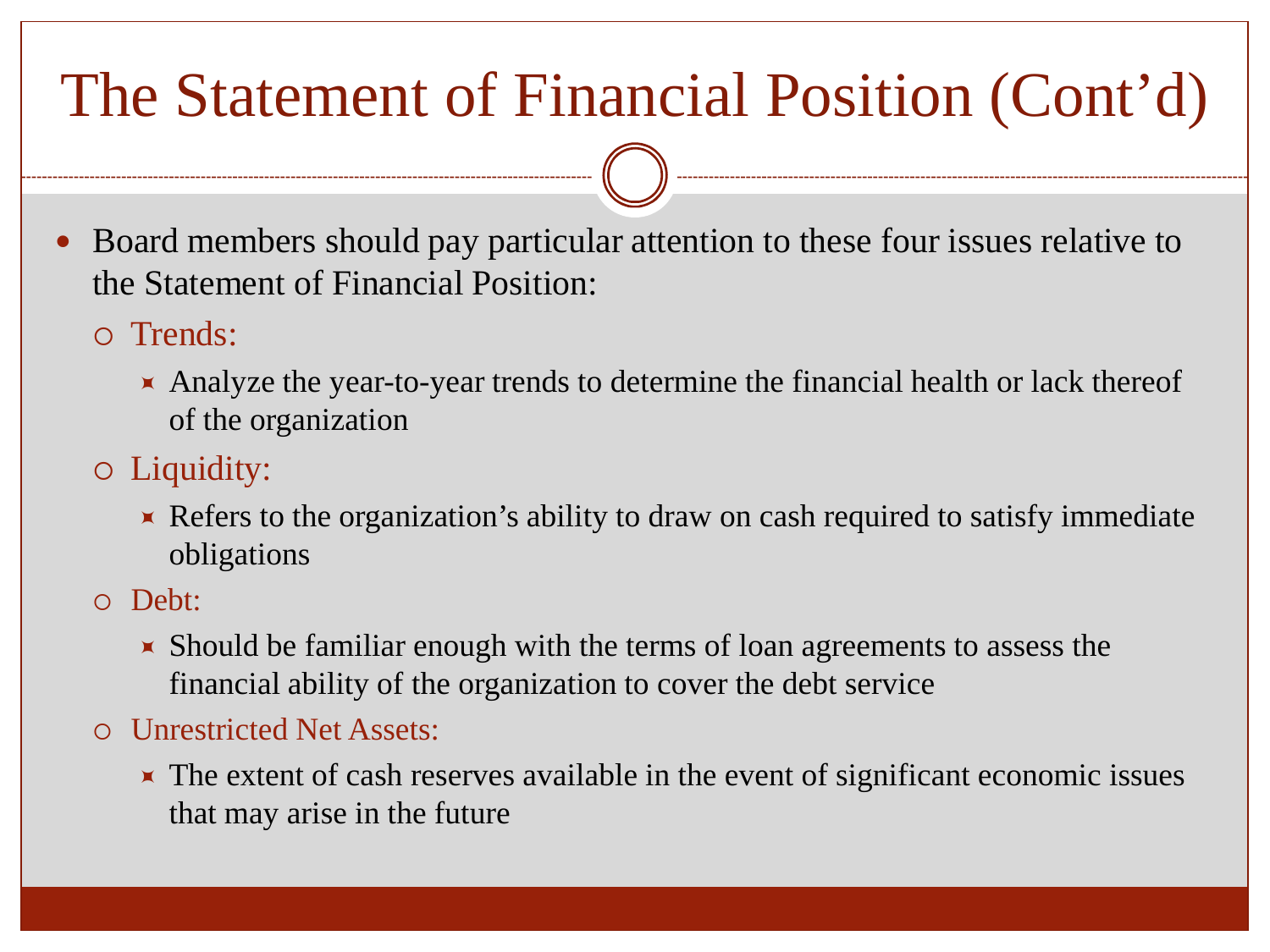# The Statement of Financial Position (Cont'd)

- Board members should pay particular attention to these four issues relative to the Statement of Financial Position:
  - Trends:
    - Analyze the year-to-year trends to determine the financial health or lack thereof of the organization
  - Liquidity:
    - Refers to the organization's ability to draw on cash required to satisfy immediate obligations
  - Debt:
    - Should be familiar enough with the terms of loan agreements to assess the financial ability of the organization to cover the debt service
  - Unrestricted Net Assets:
    - The extent of cash reserves available in the event of significant economic issues that may arise in the future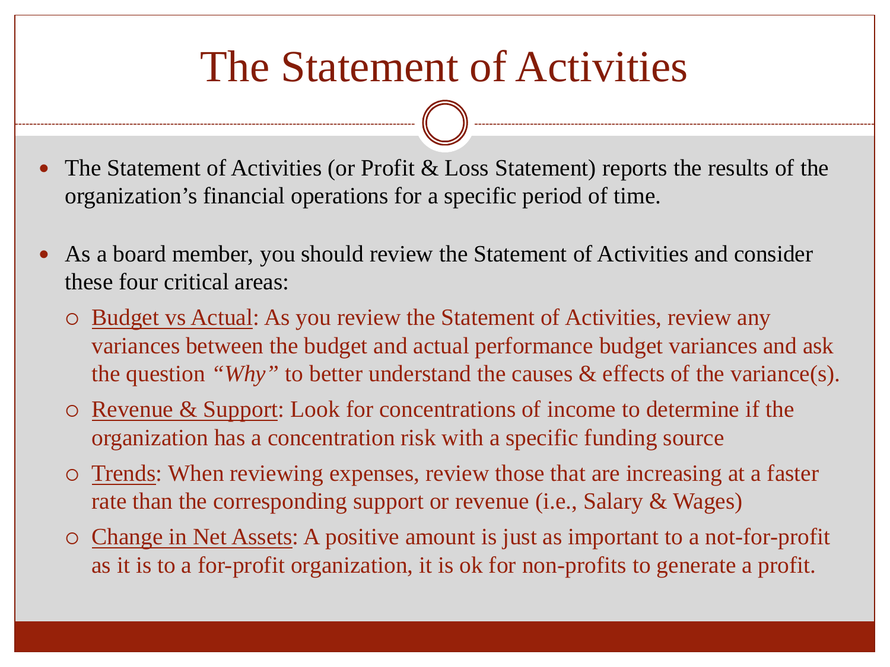# The Statement of Activities

- The Statement of Activities (or Profit & Loss Statement) reports the results of the organization's financial operations for a specific period of time.

- As a board member, you should review the Statement of Activities and consider these four critical areas:
  - Budget vs Actual: As you review the Statement of Activities, review any variances between the budget and actual performance budget variances and ask the question *"Why"* to better understand the causes & effects of the variance(s).
  - Revenue & Support: Look for concentrations of income to determine if the organization has a concentration risk with a specific funding source
  - Trends: When reviewing expenses, review those that are increasing at a faster rate than the corresponding support or revenue (i.e., Salary & Wages)
  - Change in Net Assets: A positive amount is just as important to a not-for-profit as it is to a for-profit organization, it is ok for non-profits to generate a profit.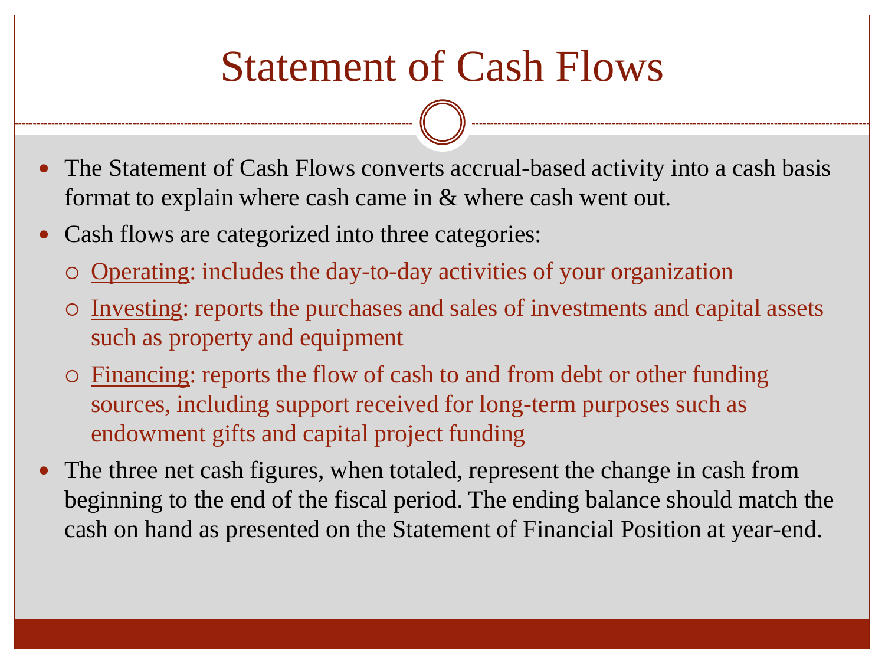# Statement of Cash Flows

- The Statement of Cash Flows converts accrual-based activity into a cash basis format to explain where cash came in & where cash went out.
- Cash flows are categorized into three categories:
  - Operating: includes the day-to-day activities of your organization
  - Investing: reports the purchases and sales of investments and capital assets such as property and equipment
  - Financing: reports the flow of cash to and from debt or other funding sources, including support received for long-term purposes such as endowment gifts and capital project funding
- The three net cash figures, when totaled, represent the change in cash from beginning to the end of the fiscal period. The ending balance should match the cash on hand as presented on the Statement of Financial Position at year-end.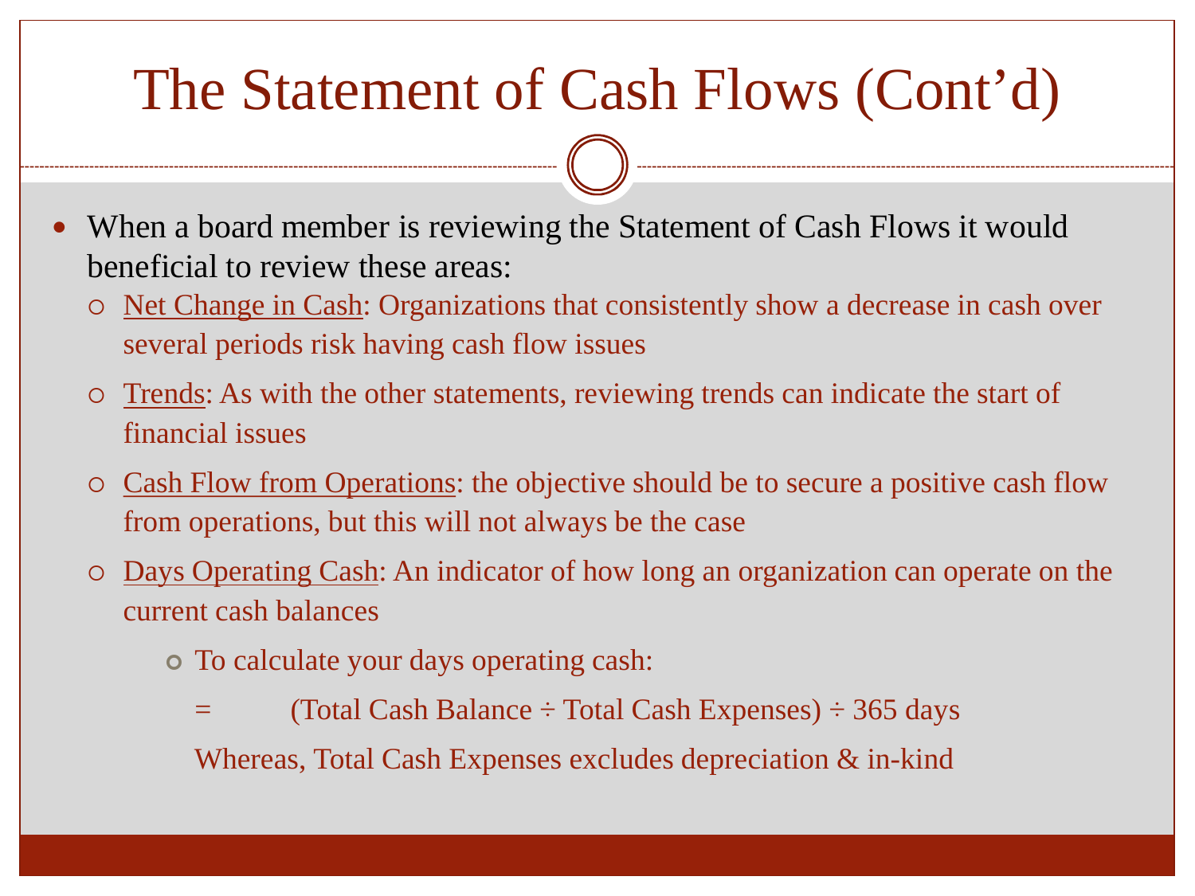# The Statement of Cash Flows (Cont'd)

- When a board member is reviewing the Statement of Cash Flows it would beneficial to review these areas:
  - Net Change in Cash: Organizations that consistently show a decrease in cash over several periods risk having cash flow issues
  - Trends: As with the other statements, reviewing trends can indicate the start of financial issues
  - Cash Flow from Operations: the objective should be to secure a positive cash flow from operations, but this will not always be the case
  - Days Operating Cash: An indicator of how long an organization can operate on the current cash balances
    - To calculate your days operating cash:

      = (Total Cash Balance ÷ Total Cash Expenses) ÷ 365 days

      Whereas, Total Cash Expenses excludes depreciation & in-kind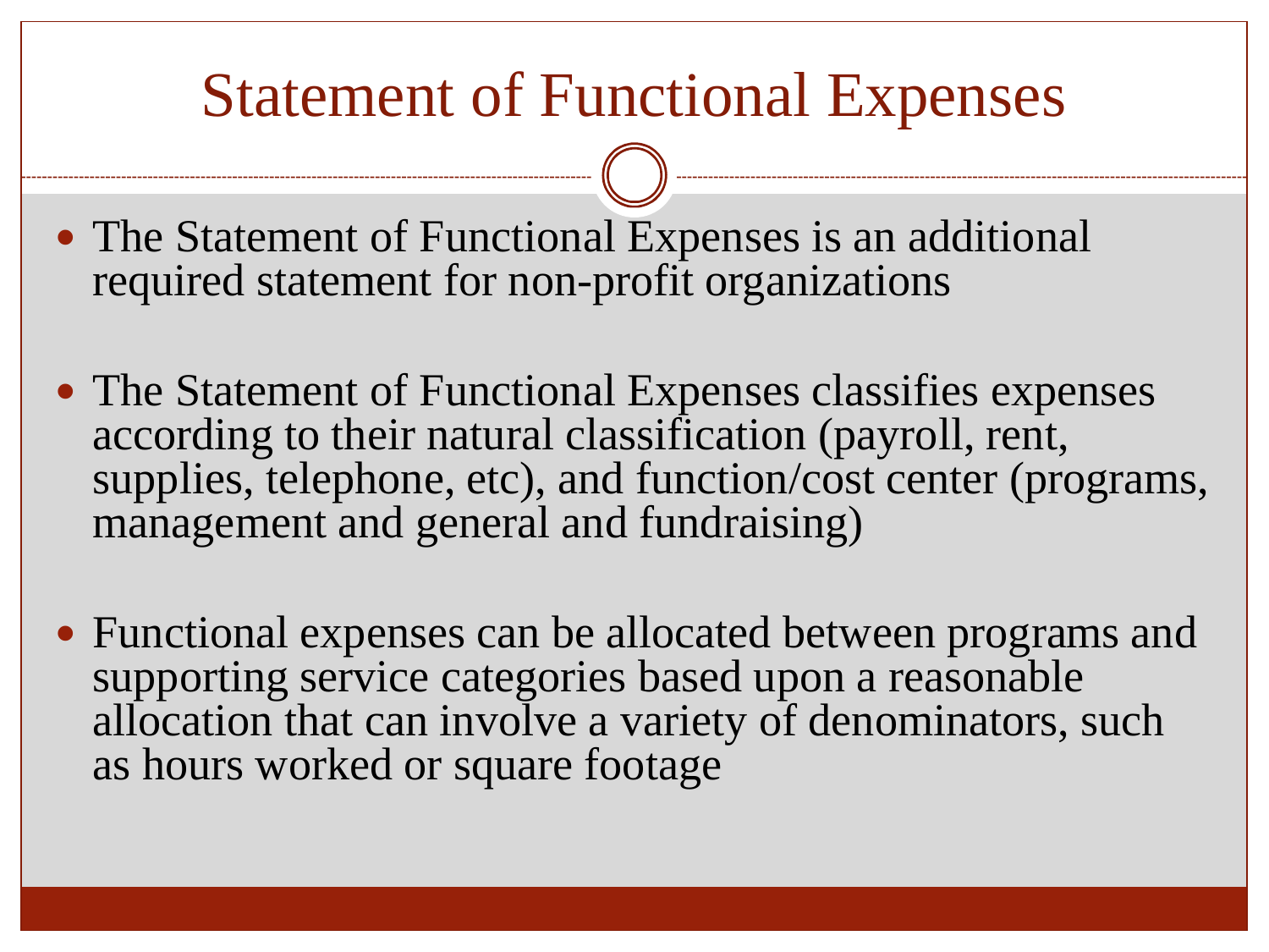# Statement of Functional Expenses

- The Statement of Functional Expenses is an additional required statement for non-profit organizations
- The Statement of Functional Expenses classifies expenses according to their natural classification (payroll, rent, supplies, telephone, etc), and function/cost center (programs, management and general and fundraising)
- Functional expenses can be allocated between programs and supporting service categories based upon a reasonable allocation that can involve a variety of denominators, such as hours worked or square footage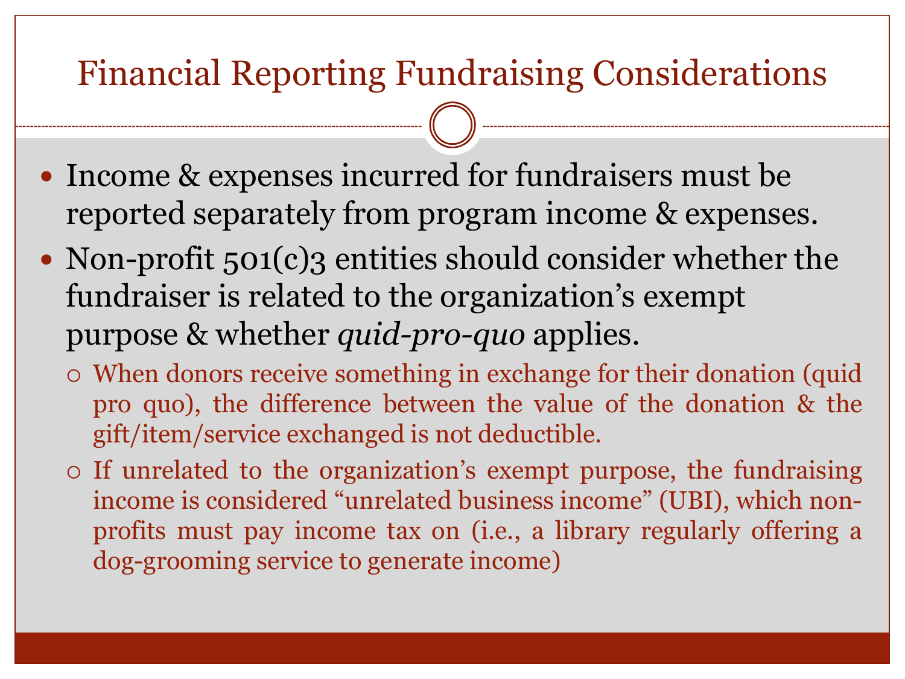# Financial Reporting Fundraising Considerations

- Income & expenses incurred for fundraisers must be reported separately from program income & expenses.
- Non-profit 501(c)3 entities should consider whether the fundraiser is related to the organization's exempt purpose & whether *quid-pro-quo* applies.
  - When donors receive something in exchange for their donation (quid pro quo), the difference between the value of the donation & the gift/item/service exchanged is not deductible.
  - If unrelated to the organization's exempt purpose, the fundraising income is considered "unrelated business income" (UBI), which non-profits must pay income tax on (i.e., a library regularly offering a dog-grooming service to generate income)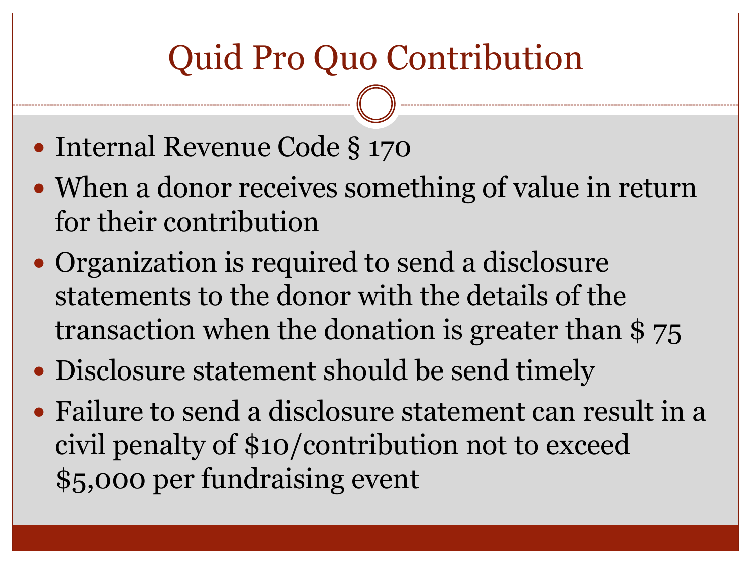# Quid Pro Quo Contribution

- Internal Revenue Code § 170
- When a donor receives something of value in return for their contribution
- Organization is required to send a disclosure statements to the donor with the details of the transaction when the donation is greater than $ 75
- Disclosure statement should be send timely
- Failure to send a disclosure statement can result in a civil penalty of $10/contribution not to exceed $5,000 per fundraising event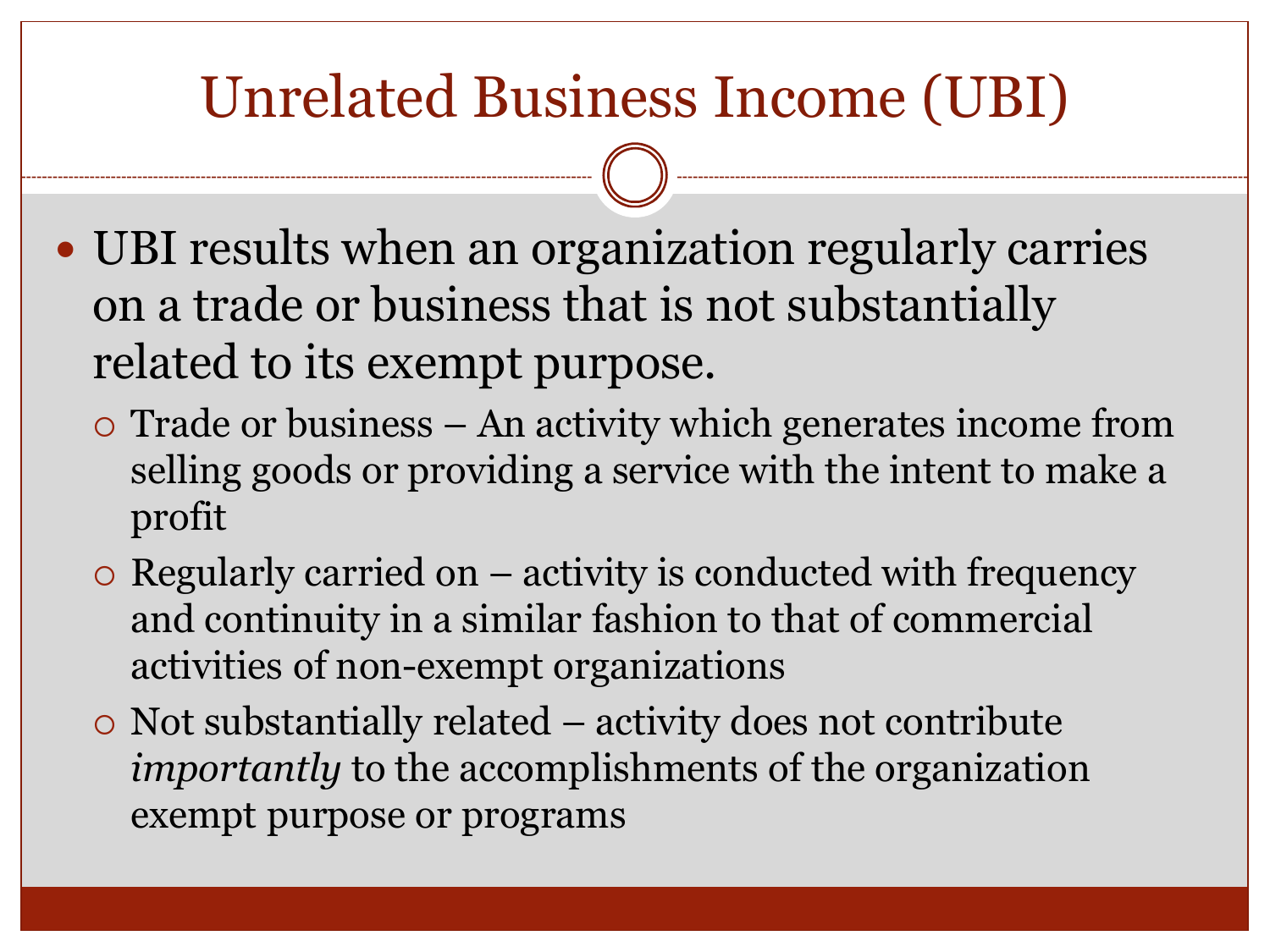# Unrelated Business Income (UBI)

- UBI results when an organization regularly carries on a trade or business that is not substantially related to its exempt purpose.
  - Trade or business – An activity which generates income from selling goods or providing a service with the intent to make a profit
  - Regularly carried on – activity is conducted with frequency and continuity in a similar fashion to that of commercial activities of non-exempt organizations
  - Not substantially related – activity does not contribute *importantly* to the accomplishments of the organization exempt purpose or programs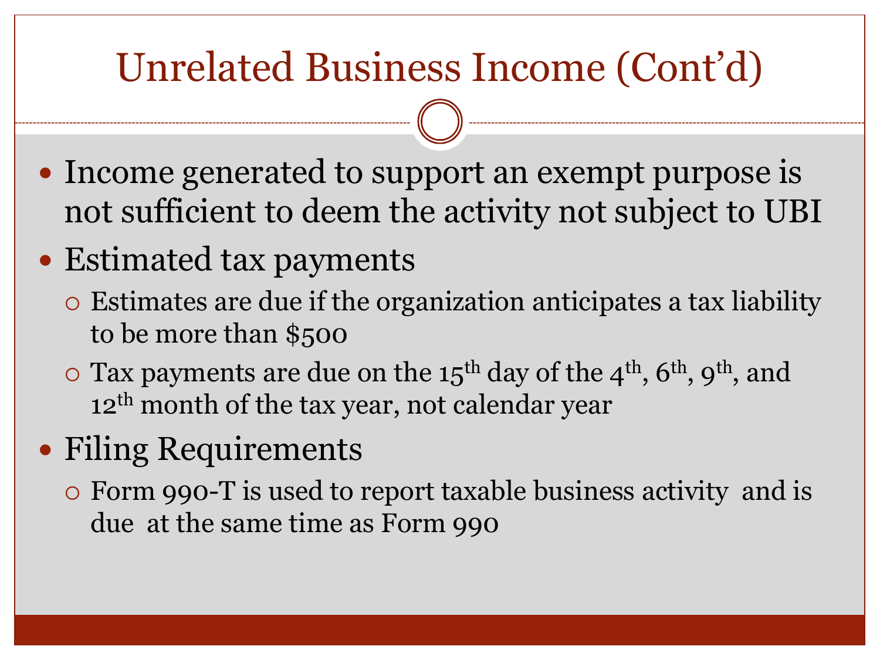# Unrelated Business Income (Cont'd)

- Income generated to support an exempt purpose is not sufficient to deem the activity not subject to UBI
- Estimated tax payments
  - Estimates are due if the organization anticipates a tax liability to be more than $500
  - Tax payments are due on the 15th day of the 4th, 6th, 9th, and 12th month of the tax year, not calendar year
- Filing Requirements
  - Form 990-T is used to report taxable business activity and is due at the same time as Form 990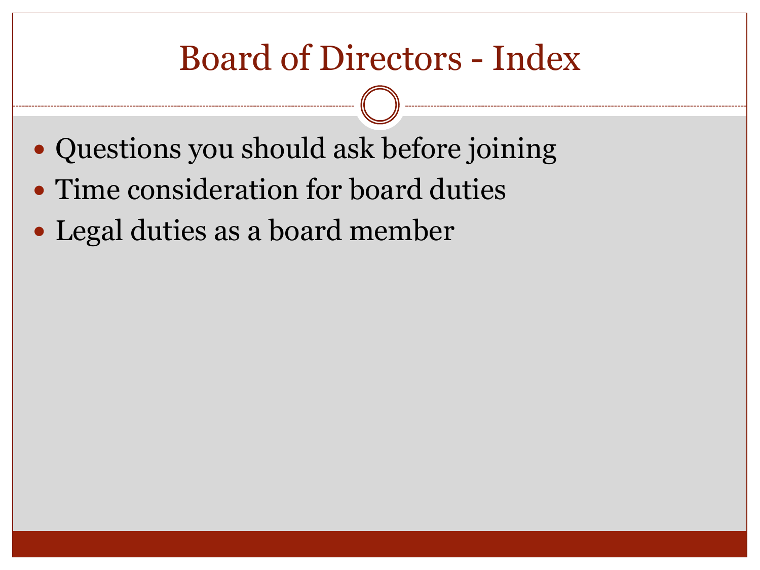# Board of Directors - Index

- Questions you should ask before joining
- Time consideration for board duties
- Legal duties as a board member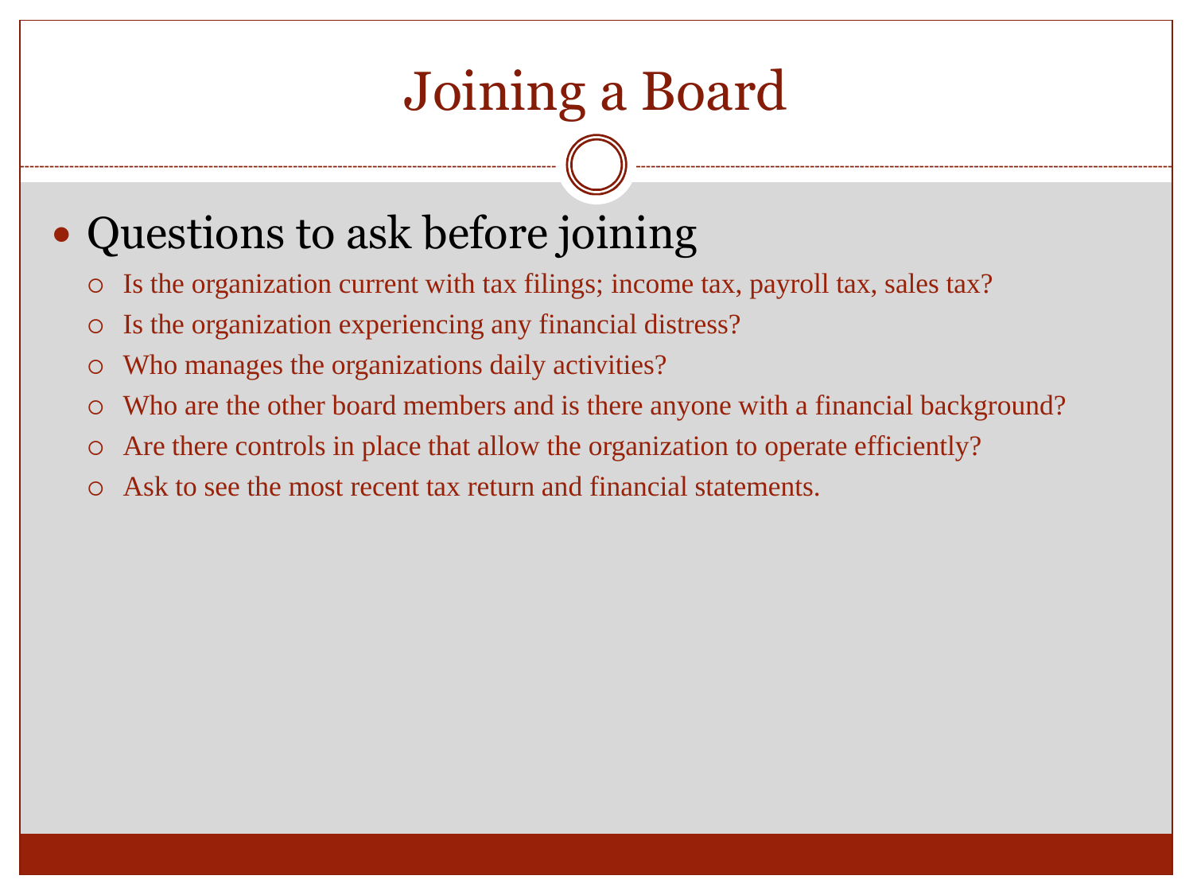# Joining a Board

- Questions to ask before joining
  - Is the organization current with tax filings; income tax, payroll tax, sales tax?
  - Is the organization experiencing any financial distress?
  - Who manages the organizations daily activities?
  - Who are the other board members and is there anyone with a financial background?
  - Are there controls in place that allow the organization to operate efficiently?
  - Ask to see the most recent tax return and financial statements.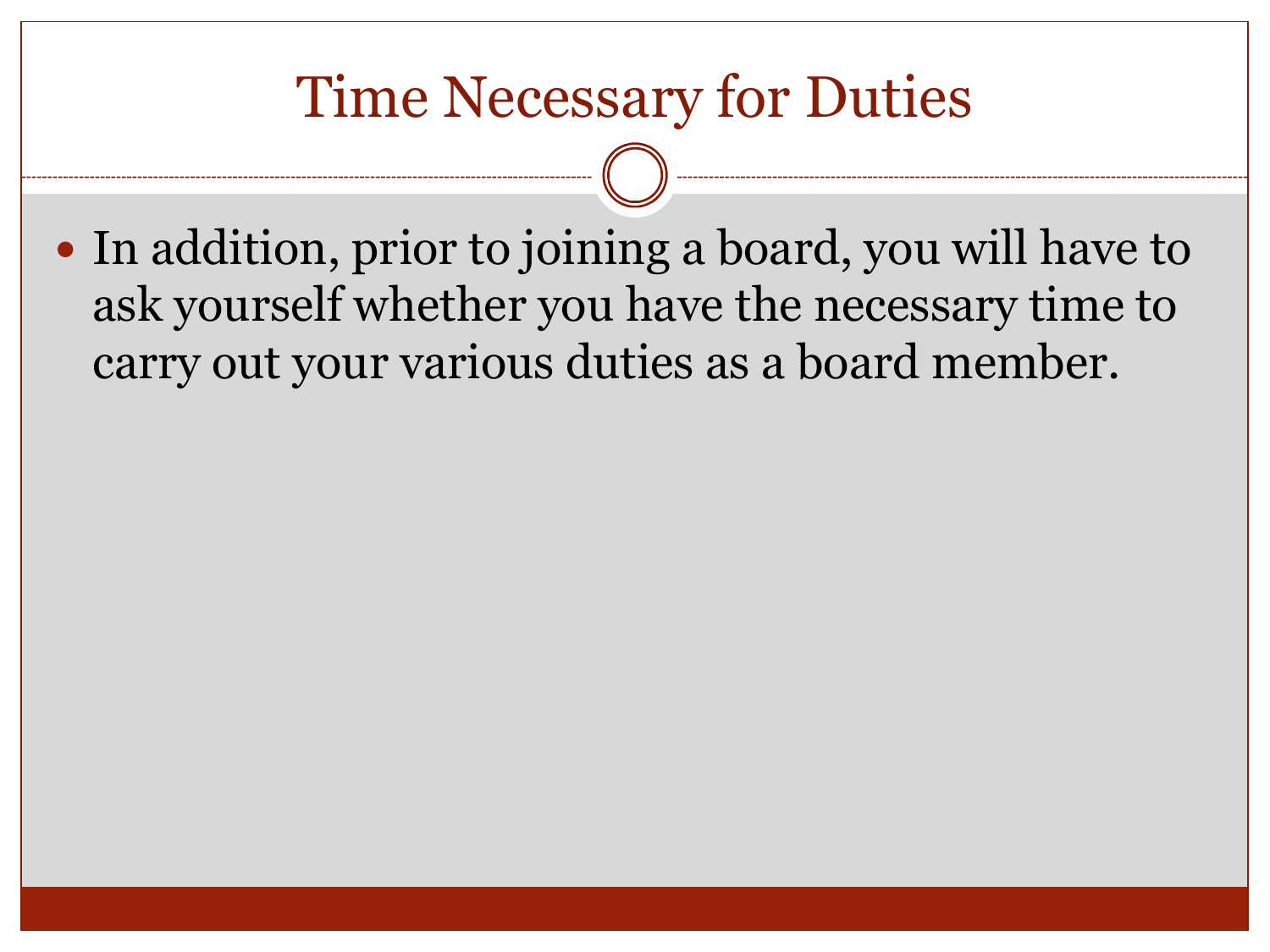# Time Necessary for Duties

- In addition, prior to joining a board, you will have to ask yourself whether you have the necessary time to carry out your various duties as a board member.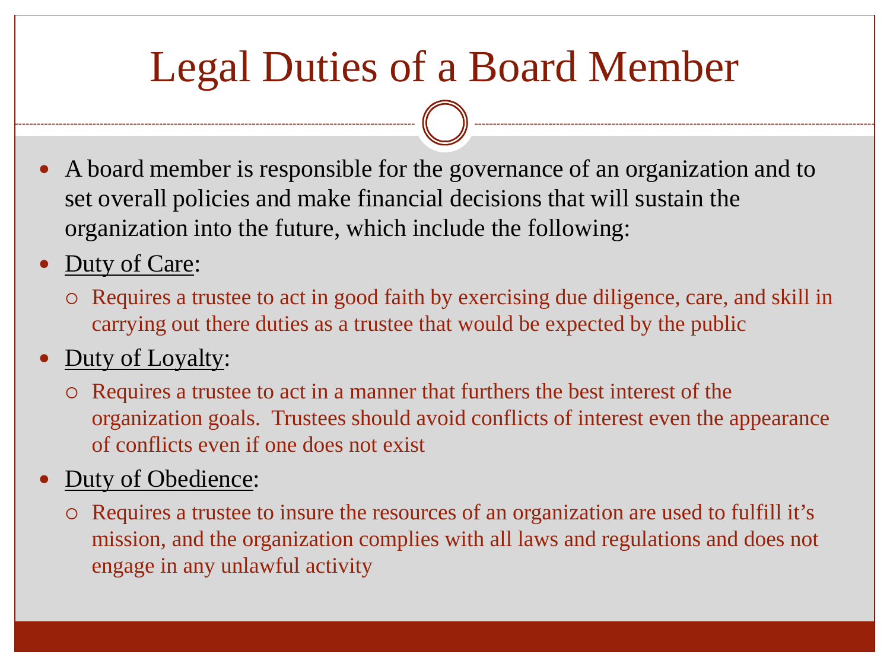# Legal Duties of a Board Member

- A board member is responsible for the governance of an organization and to set overall policies and make financial decisions that will sustain the organization into the future, which include the following:
- Duty of Care:
  - Requires a trustee to act in good faith by exercising due diligence, care, and skill in carrying out there duties as a trustee that would be expected by the public
- Duty of Loyalty:
  - Requires a trustee to act in a manner that furthers the best interest of the organization goals. Trustees should avoid conflicts of interest even the appearance of conflicts even if one does not exist
- Duty of Obedience:
  - Requires a trustee to insure the resources of an organization are used to fulfill it's mission, and the organization complies with all laws and regulations and does not engage in any unlawful activity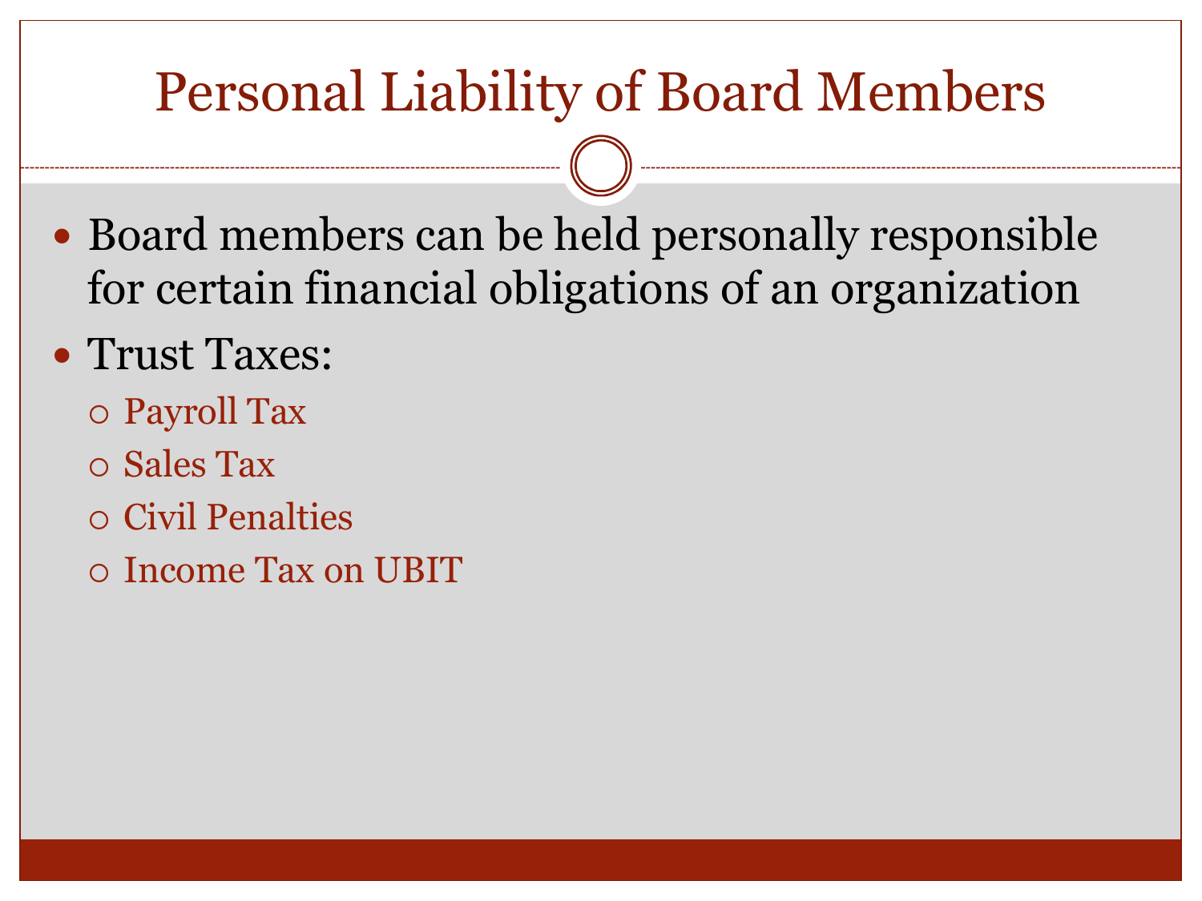# Personal Liability of Board Members

- Board members can be held personally responsible for certain financial obligations of an organization
- Trust Taxes:
  - Payroll Tax
  - Sales Tax
  - Civil Penalties
  - Income Tax on UBIT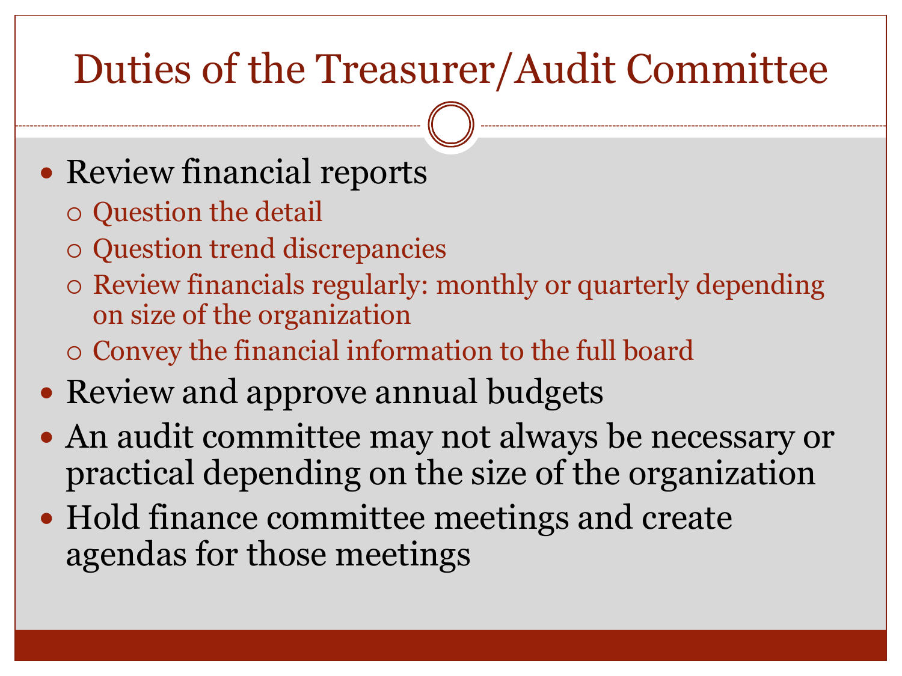# Duties of the Treasurer/Audit Committee

- Review financial reports
  - Question the detail
  - Question trend discrepancies
  - Review financials regularly: monthly or quarterly depending on size of the organization
  - Convey the financial information to the full board
- Review and approve annual budgets
- An audit committee may not always be necessary or practical depending on the size of the organization
- Hold finance committee meetings and create agendas for those meetings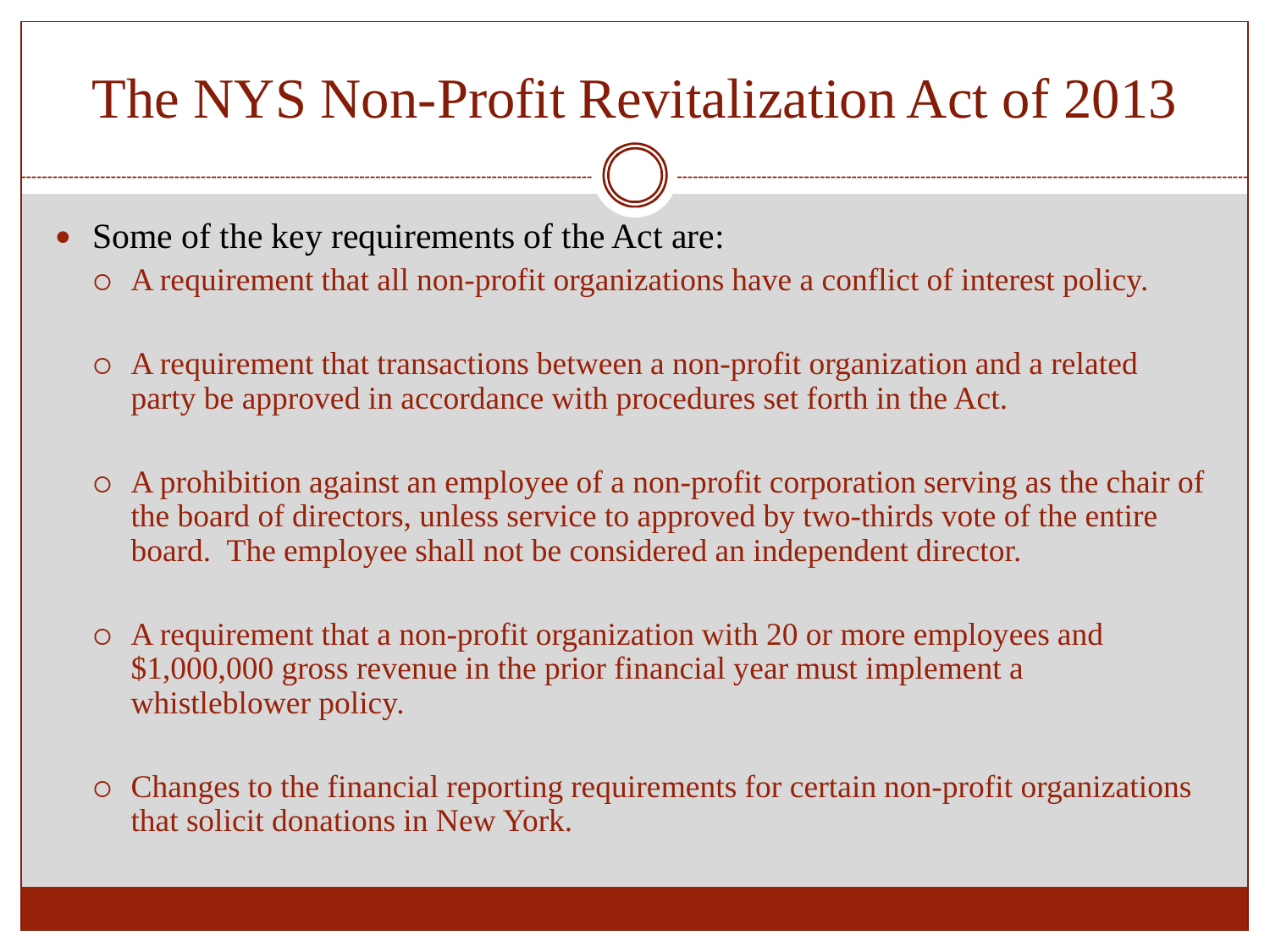# The NYS Non-Profit Revitalization Act of 2013

- Some of the key requirements of the Act are:
  - A requirement that all non-profit organizations have a conflict of interest policy.
  - A requirement that transactions between a non-profit organization and a related party be approved in accordance with procedures set forth in the Act.
  - A prohibition against an employee of a non-profit corporation serving as the chair of the board of directors, unless service to approved by two-thirds vote of the entire board.  The employee shall not be considered an independent director.
  - A requirement that a non-profit organization with 20 or more employees and $1,000,000 gross revenue in the prior financial year must implement a whistleblower policy.
  - Changes to the financial reporting requirements for certain non-profit organizations that solicit donations in New York.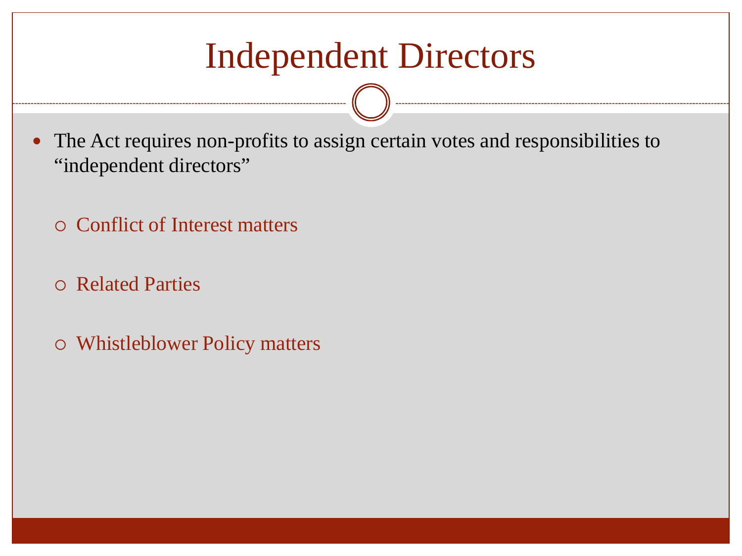# Independent Directors

- The Act requires non-profits to assign certain votes and responsibilities to "independent directors"
  - Conflict of Interest matters
  - Related Parties
  - Whistleblower Policy matters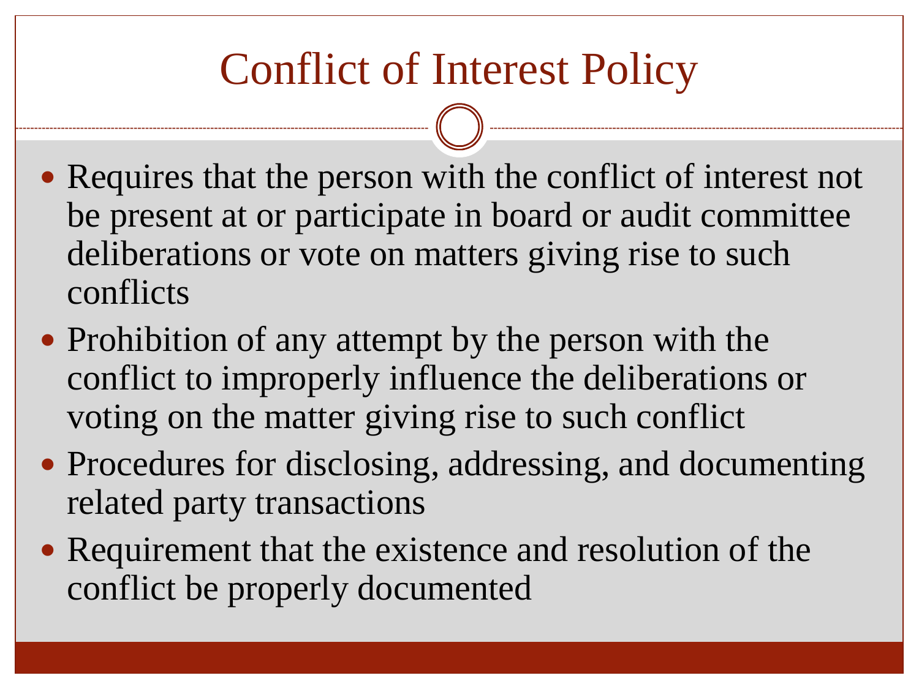# Conflict of Interest Policy

- Requires that the person with the conflict of interest not be present at or participate in board or audit committee deliberations or vote on matters giving rise to such conflicts
- Prohibition of any attempt by the person with the conflict to improperly influence the deliberations or voting on the matter giving rise to such conflict
- Procedures for disclosing, addressing, and documenting related party transactions
- Requirement that the existence and resolution of the conflict be properly documented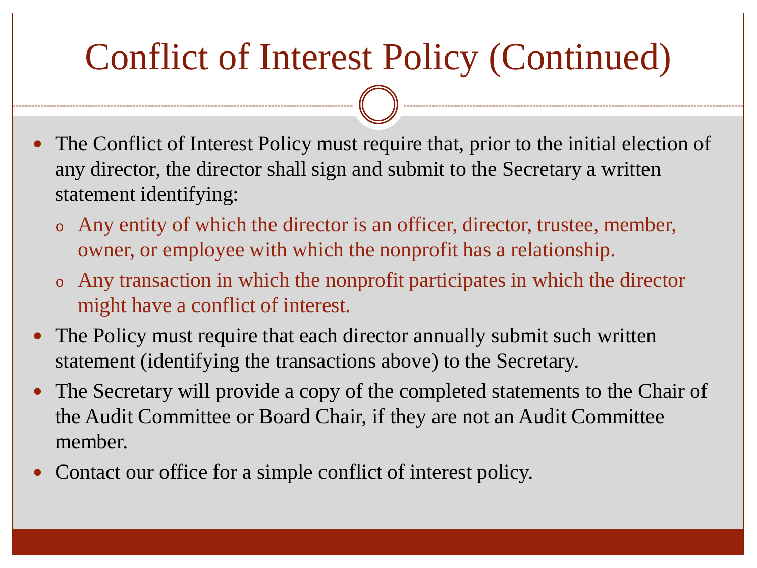# Conflict of Interest Policy (Continued)

- The Conflict of Interest Policy must require that, prior to the initial election of any director, the director shall sign and submit to the Secretary a written statement identifying:
  - Any entity of which the director is an officer, director, trustee, member, owner, or employee with which the nonprofit has a relationship.
  - Any transaction in which the nonprofit participates in which the director might have a conflict of interest.
- The Policy must require that each director annually submit such written statement (identifying the transactions above) to the Secretary.
- The Secretary will provide a copy of the completed statements to the Chair of the Audit Committee or Board Chair, if they are not an Audit Committee member.
- Contact our office for a simple conflict of interest policy.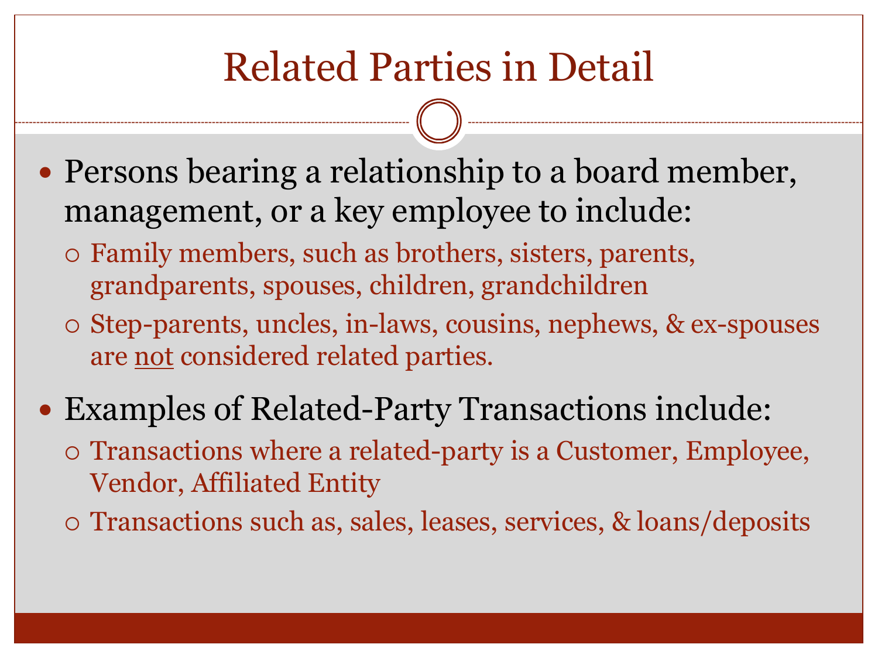# Related Parties in Detail

- Persons bearing a relationship to a board member, management, or a key employee to include:
  - Family members, such as brothers, sisters, parents, grandparents, spouses, children, grandchildren
  - Step-parents, uncles, in-laws, cousins, nephews, & ex-spouses are <u>not</u> considered related parties.
- Examples of Related-Party Transactions include:
  - Transactions where a related-party is a Customer, Employee, Vendor, Affiliated Entity
  - Transactions such as, sales, leases, services, & loans/deposits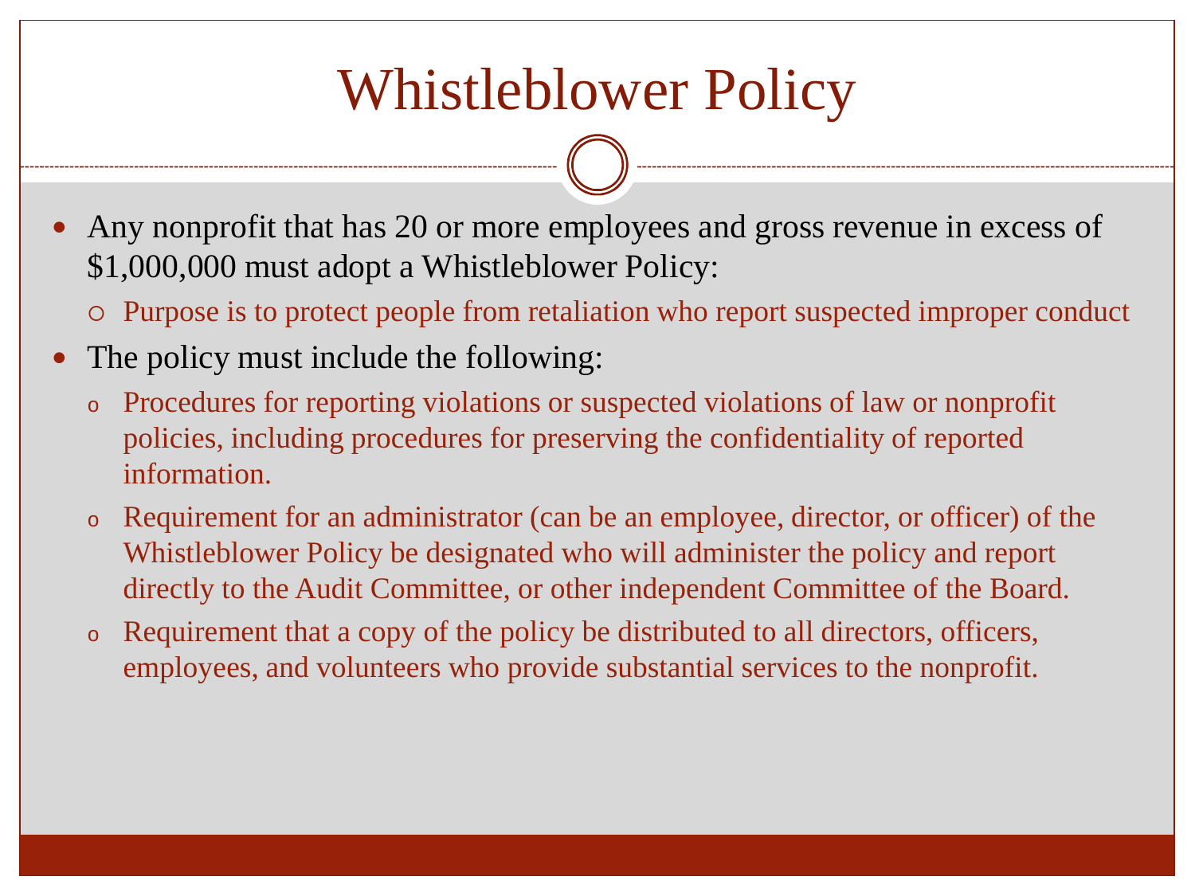# Whistleblower Policy

- Any nonprofit that has 20 or more employees and gross revenue in excess of $1,000,000 must adopt a Whistleblower Policy:
  - Purpose is to protect people from retaliation who report suspected improper conduct
- The policy must include the following:
  - Procedures for reporting violations or suspected violations of law or nonprofit policies, including procedures for preserving the confidentiality of reported information.
  - Requirement for an administrator (can be an employee, director, or officer) of the Whistleblower Policy be designated who will administer the policy and report directly to the Audit Committee, or other independent Committee of the Board.
  - Requirement that a copy of the policy be distributed to all directors, officers, employees, and volunteers who provide substantial services to the nonprofit.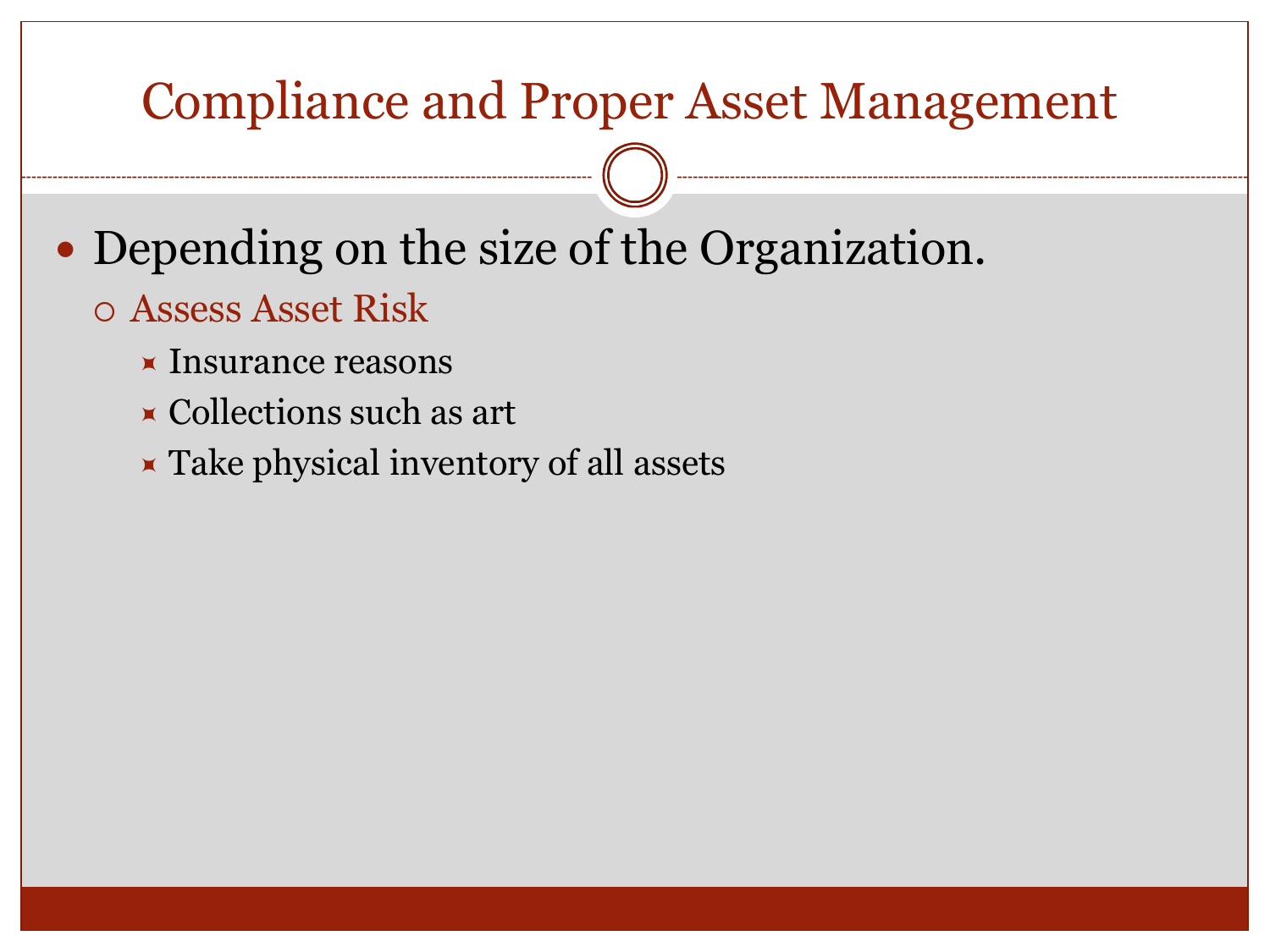# Compliance and Proper Asset Management

- Depending on the size of the Organization.
  - Assess Asset Risk
    - Insurance reasons
    - Collections such as art
    - Take physical inventory of all assets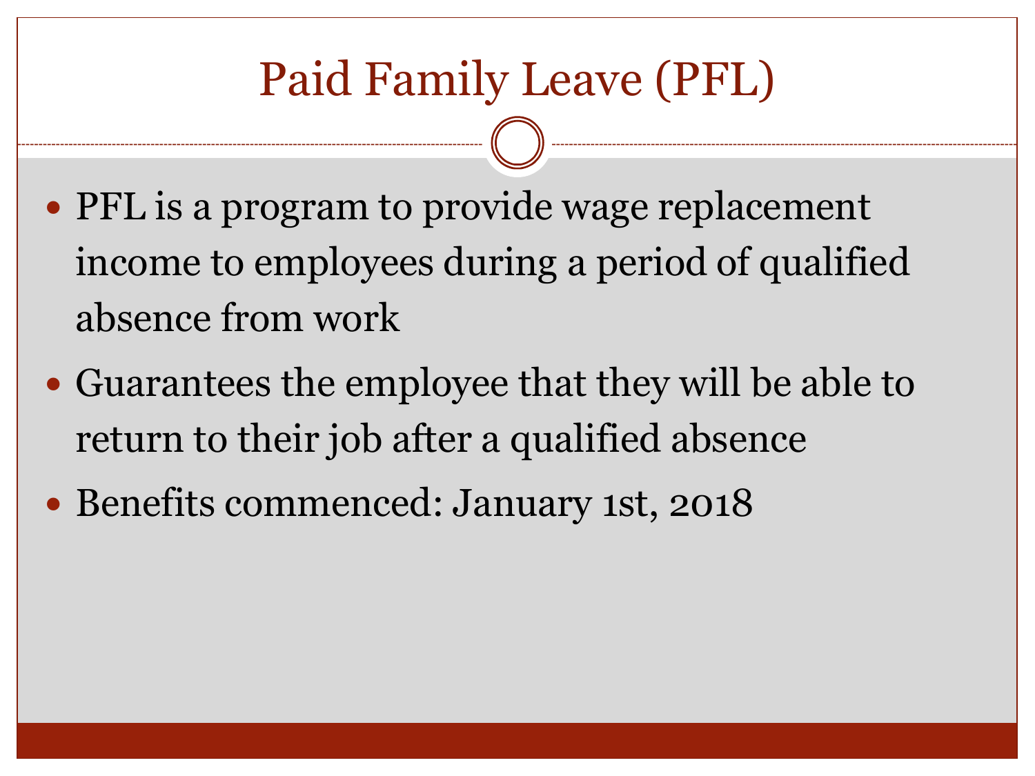# Paid Family Leave (PFL)

- PFL is a program to provide wage replacement income to employees during a period of qualified absence from work
- Guarantees the employee that they will be able to return to their job after a qualified absence
- Benefits commenced: January 1st, 2018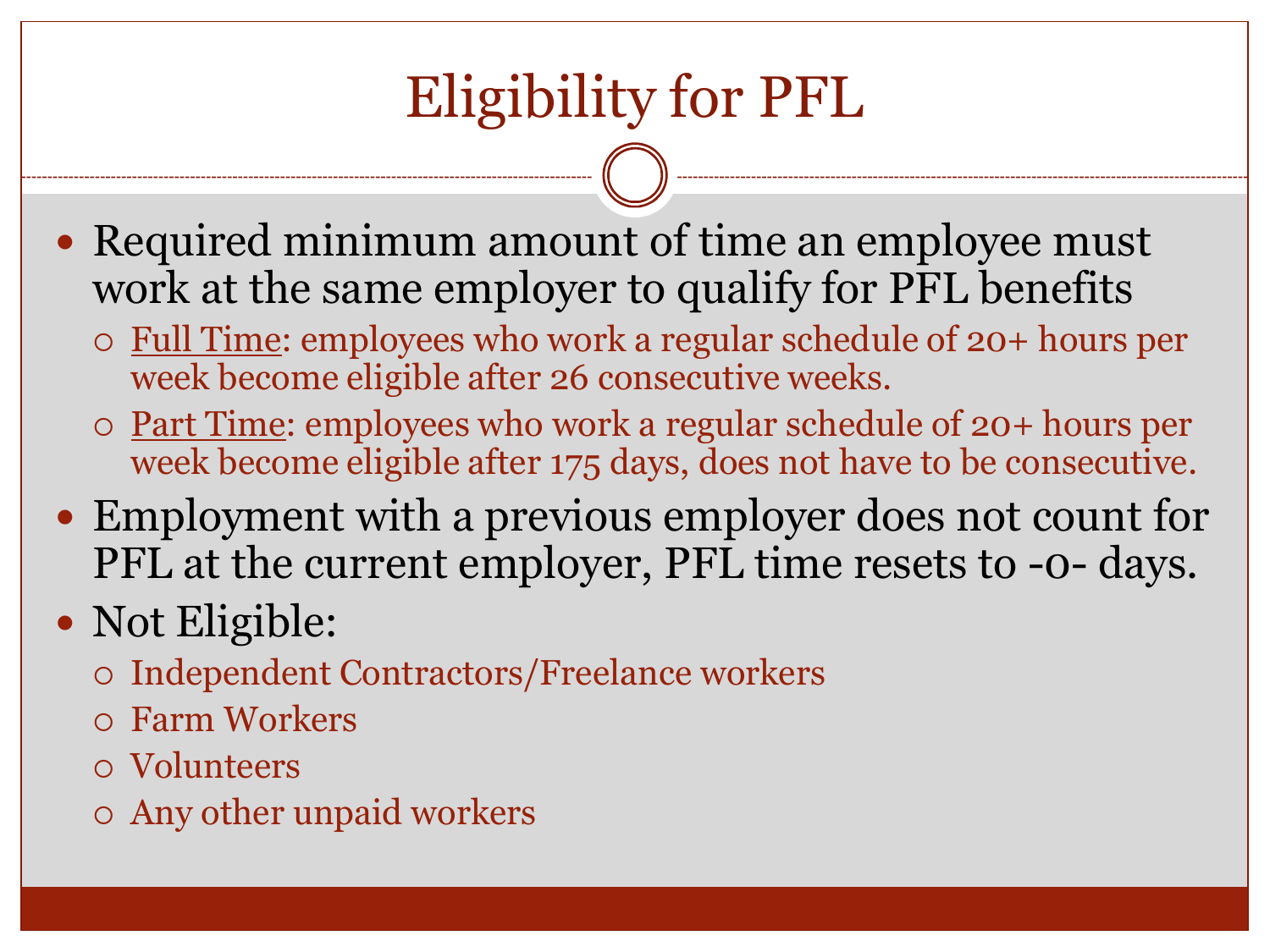# Eligibility for PFL

- Required minimum amount of time an employee must work at the same employer to qualify for PFL benefits
  - Full Time: employees who work a regular schedule of 20+ hours per week become eligible after 26 consecutive weeks.
  - Part Time: employees who work a regular schedule of 20+ hours per week become eligible after 175 days, does not have to be consecutive.
- Employment with a previous employer does not count for PFL at the current employer, PFL time resets to -0- days.
- Not Eligible:
  - Independent Contractors/Freelance workers
  - Farm Workers
  - Volunteers
  - Any other unpaid workers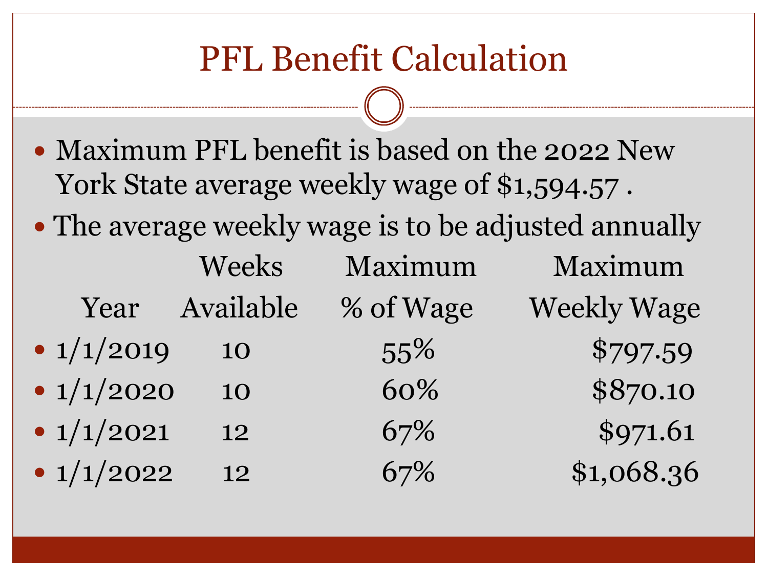# PFL Benefit Calculation

- Maximum PFL benefit is based on the 2022 New York State average weekly wage of $1,594.57 .
- The average weekly wage is to be adjusted annually

| Year | Weeks Available | Maximum % of Wage | Maximum Weekly Wage |
| --- | --- | --- | --- |
| 1/1/2019 | 10 | 55% | $797.59 |
| 1/1/2020 | 10 | 60% | $870.10 |
| 1/1/2021 | 12 | 67% | $971.61 |
| 1/1/2022 | 12 | 67% | $1,068.36 |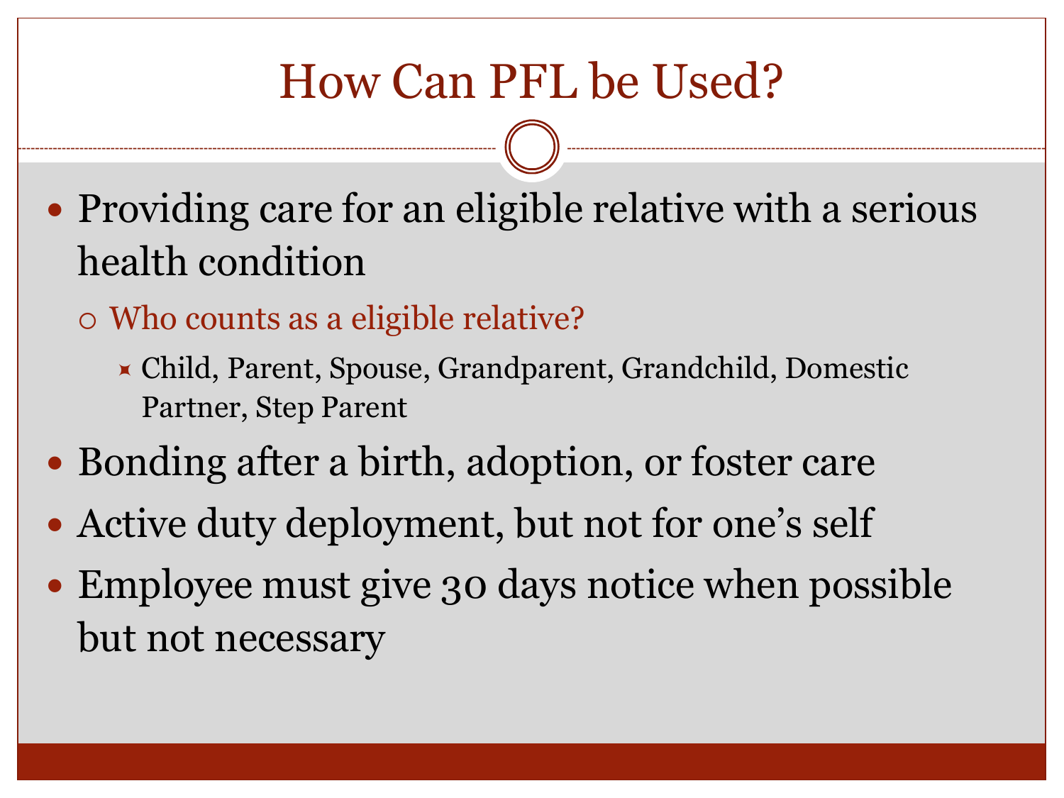# How Can PFL be Used?

- Providing care for an eligible relative with a serious health condition
  - Who counts as a eligible relative?
    - Child, Parent, Spouse, Grandparent, Grandchild, Domestic Partner, Step Parent
- Bonding after a birth, adoption, or foster care
- Active duty deployment, but not for one's self
- Employee must give 30 days notice when possible but not necessary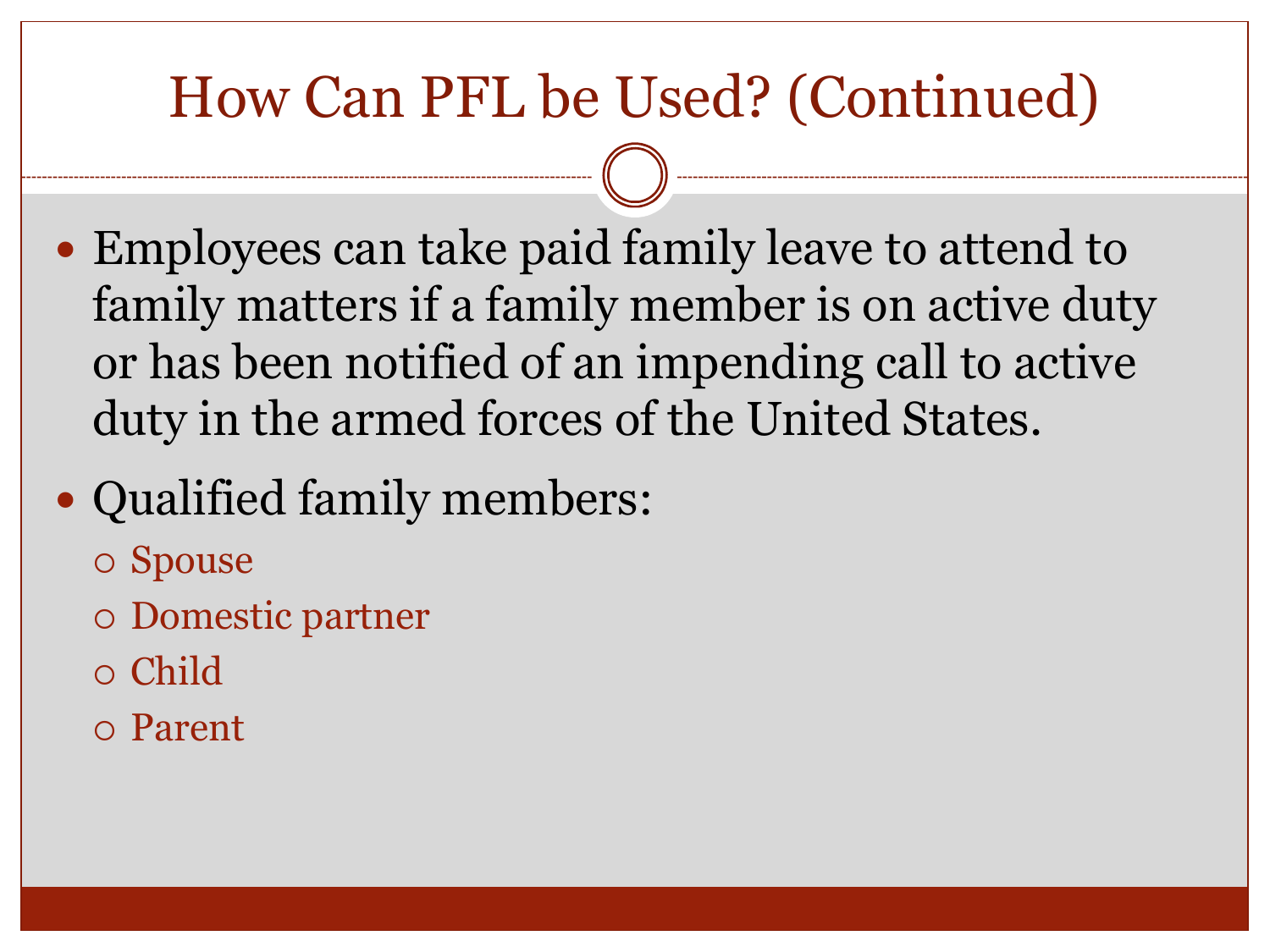# How Can PFL be Used? (Continued)

- Employees can take paid family leave to attend to family matters if a family member is on active duty or has been notified of an impending call to active duty in the armed forces of the United States.
- Qualified family members:
  - Spouse
  - Domestic partner
  - Child
  - Parent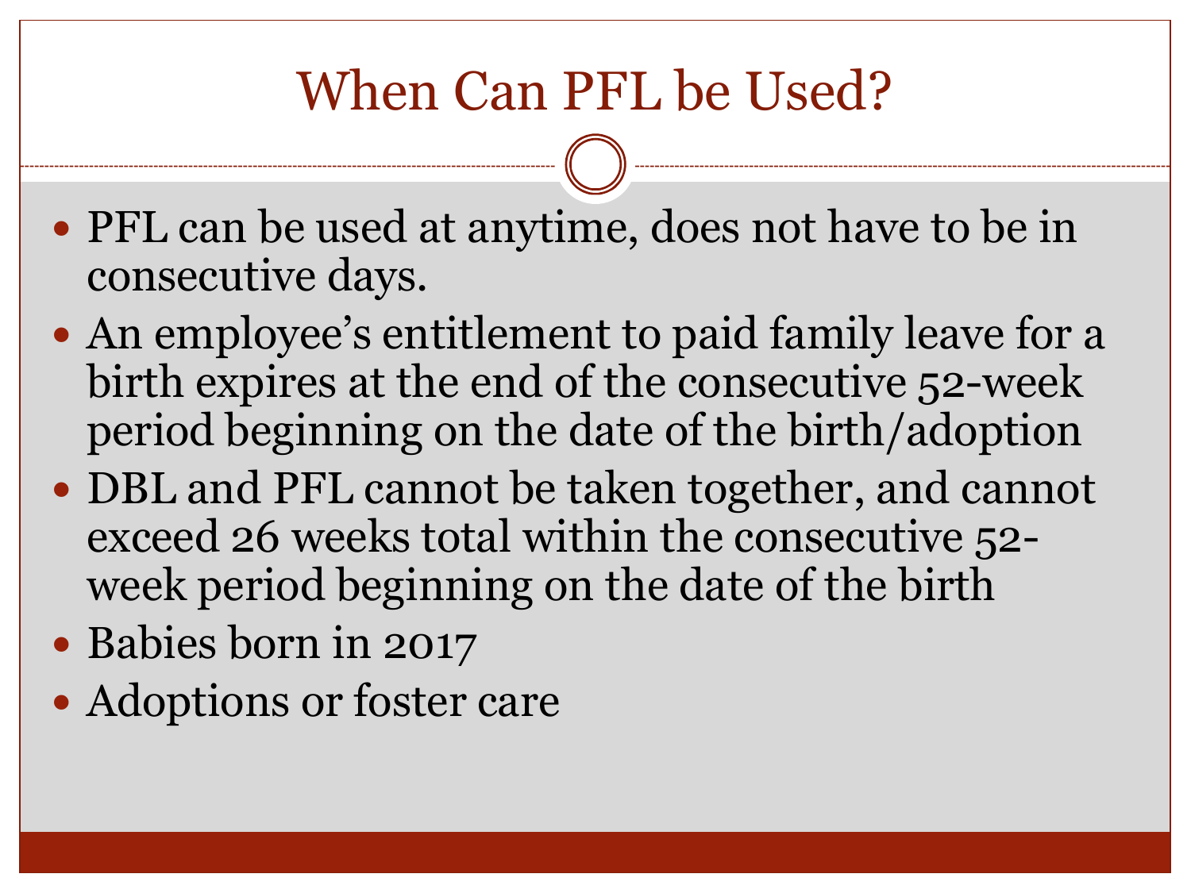# When Can PFL be Used?

- PFL can be used at anytime, does not have to be in consecutive days.
- An employee's entitlement to paid family leave for a birth expires at the end of the consecutive 52-week period beginning on the date of the birth/adoption
- DBL and PFL cannot be taken together, and cannot exceed 26 weeks total within the consecutive 52-week period beginning on the date of the birth
- Babies born in 2017
- Adoptions or foster care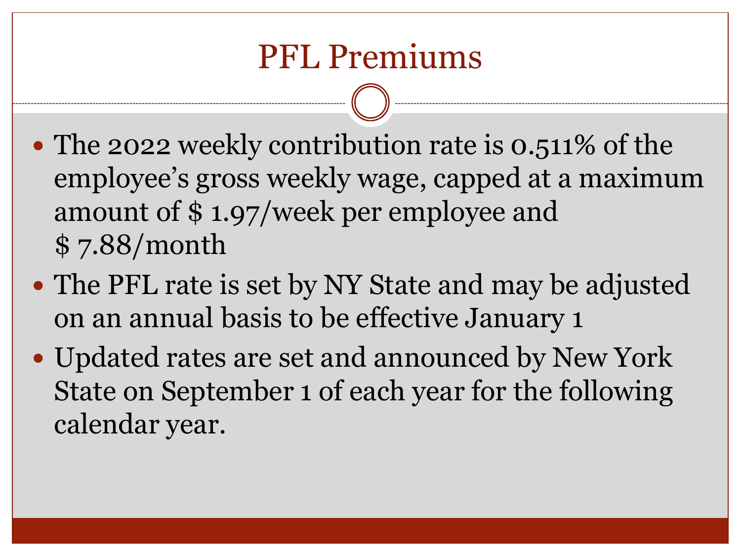# PFL Premiums

- The 2022 weekly contribution rate is 0.511% of the employee's gross weekly wage, capped at a maximum amount of $ 1.97/week per employee and $ 7.88/month
- The PFL rate is set by NY State and may be adjusted on an annual basis to be effective January 1
- Updated rates are set and announced by New York State on September 1 of each year for the following calendar year.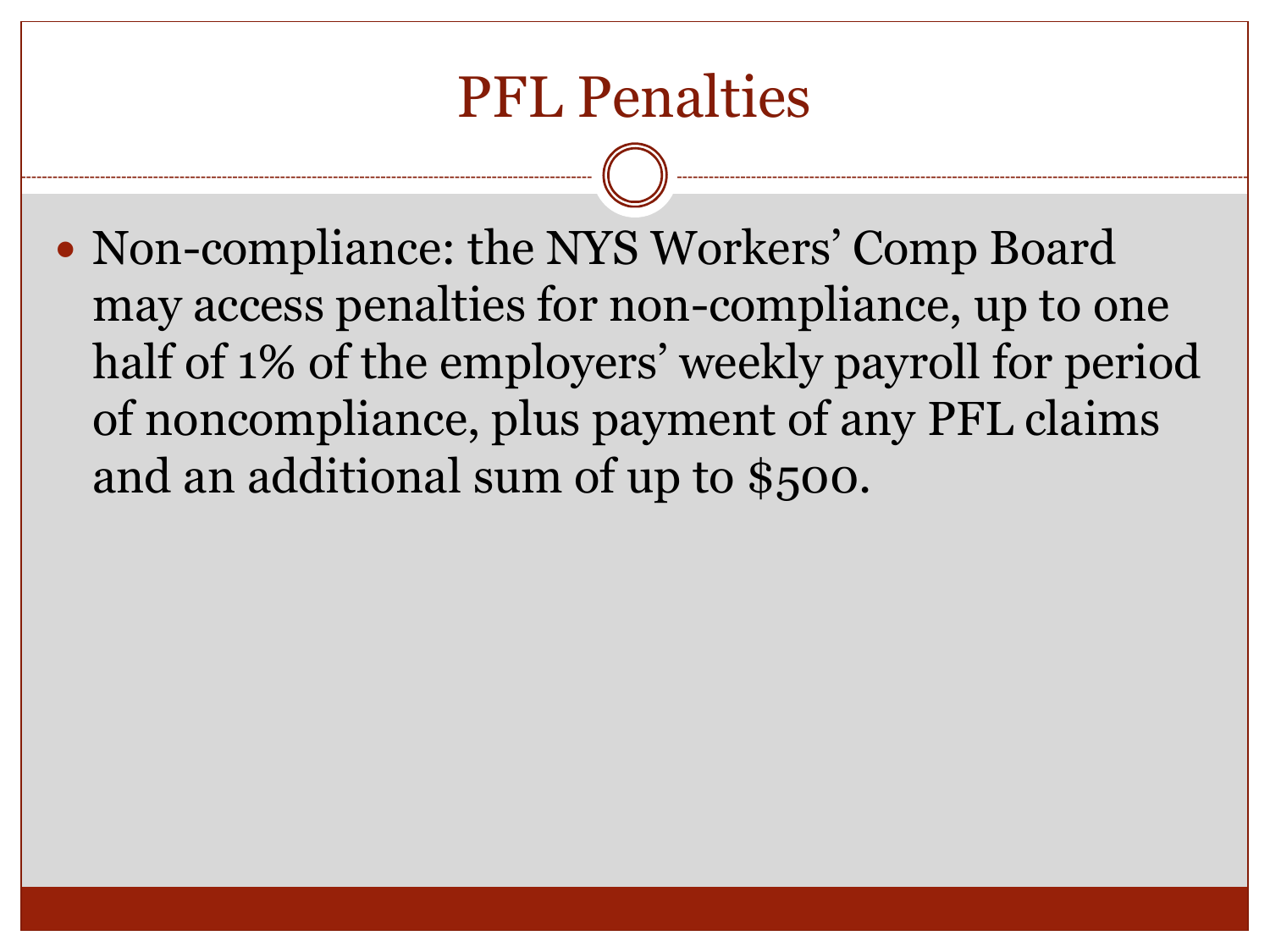# PFL Penalties

- Non-compliance: the NYS Workers' Comp Board may access penalties for non-compliance, up to one half of 1% of the employers' weekly payroll for period of noncompliance, plus payment of any PFL claims and an additional sum of up to $500.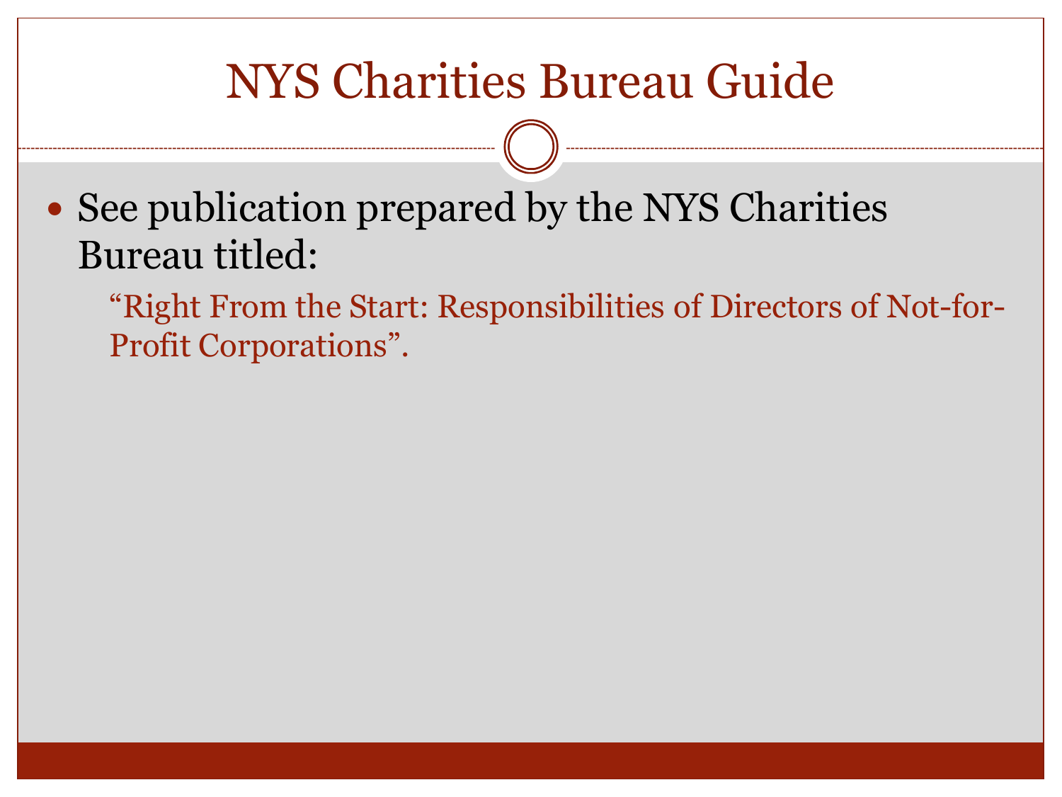# NYS Charities Bureau Guide

- See publication prepared by the NYS Charities Bureau titled:

  "Right From the Start: Responsibilities of Directors of Not-for-Profit Corporations".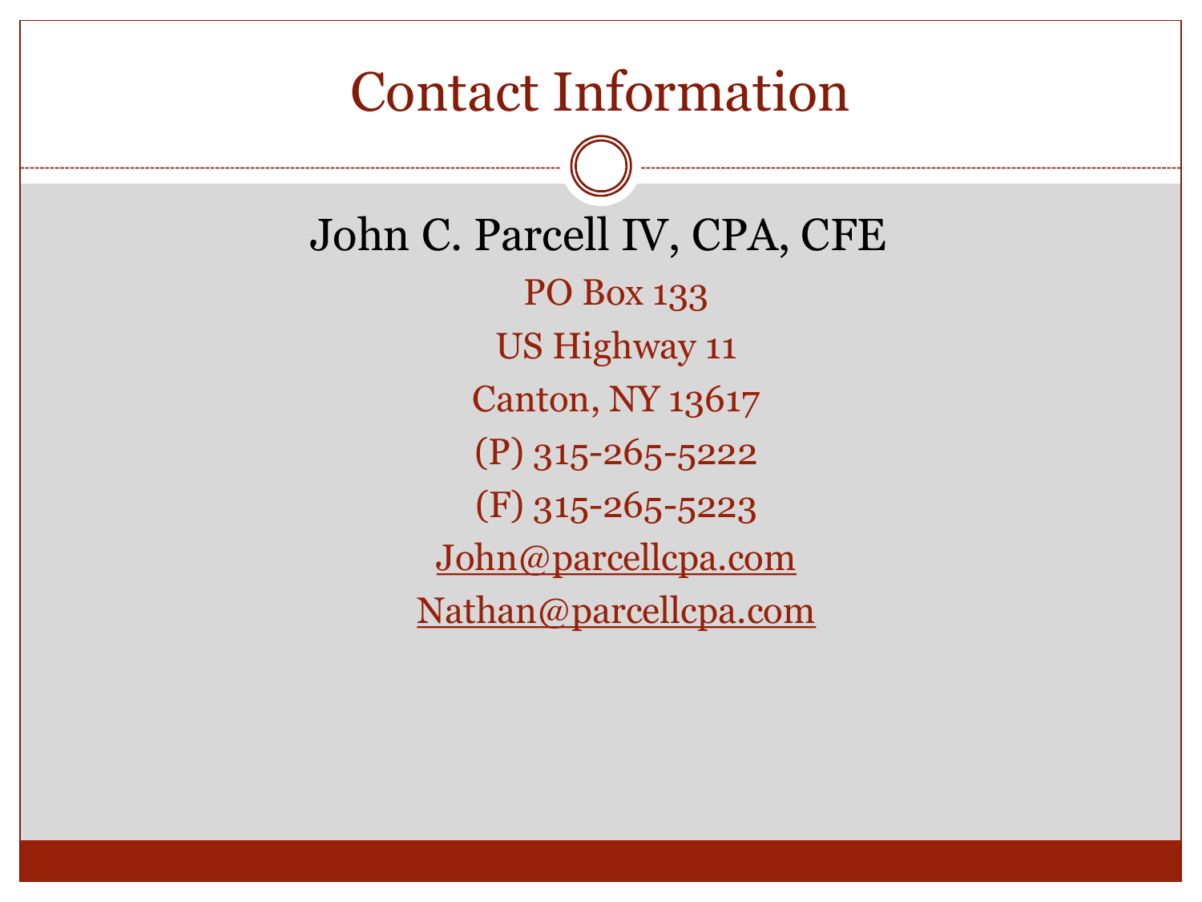# Contact Information

## John C. Parcell IV, CPA, CFE

PO Box 133

US Highway 11

Canton, NY 13617

(P) 315-265-5222

(F) 315-265-5223

John@parcellcpa.com

Nathan@parcellcpa.com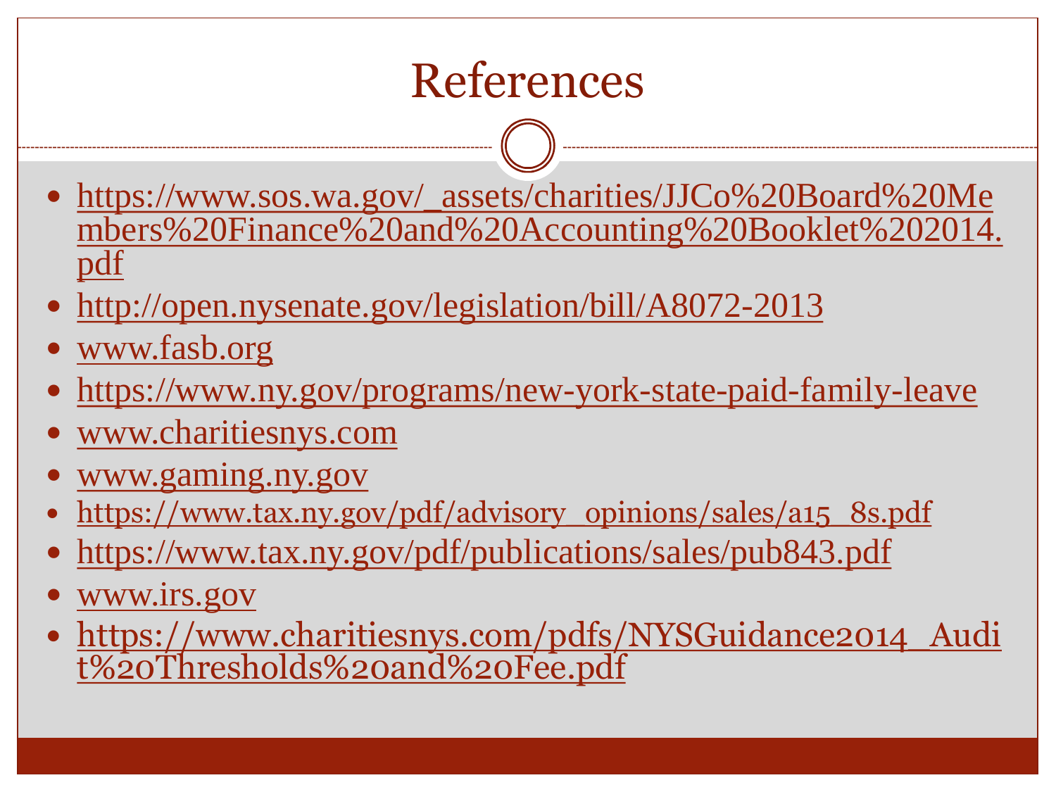# References

- https://www.sos.wa.gov/_assets/charities/JJCo%20Board%20Members%20Finance%20and%20Accounting%20Booklet%202014.pdf
- http://open.nysenate.gov/legislation/bill/A8072-2013
- www.fasb.org
- https://www.ny.gov/programs/new-york-state-paid-family-leave
- www.charitiesnys.com
- www.gaming.ny.gov
- https://www.tax.ny.gov/pdf/advisory_opinions/sales/a15_8s.pdf
- https://www.tax.ny.gov/pdf/publications/sales/pub843.pdf
- www.irs.gov
- https://www.charitiesnys.com/pdfs/NYSGuidance2014_Audit%20Thresholds%20and%20Fee.pdf